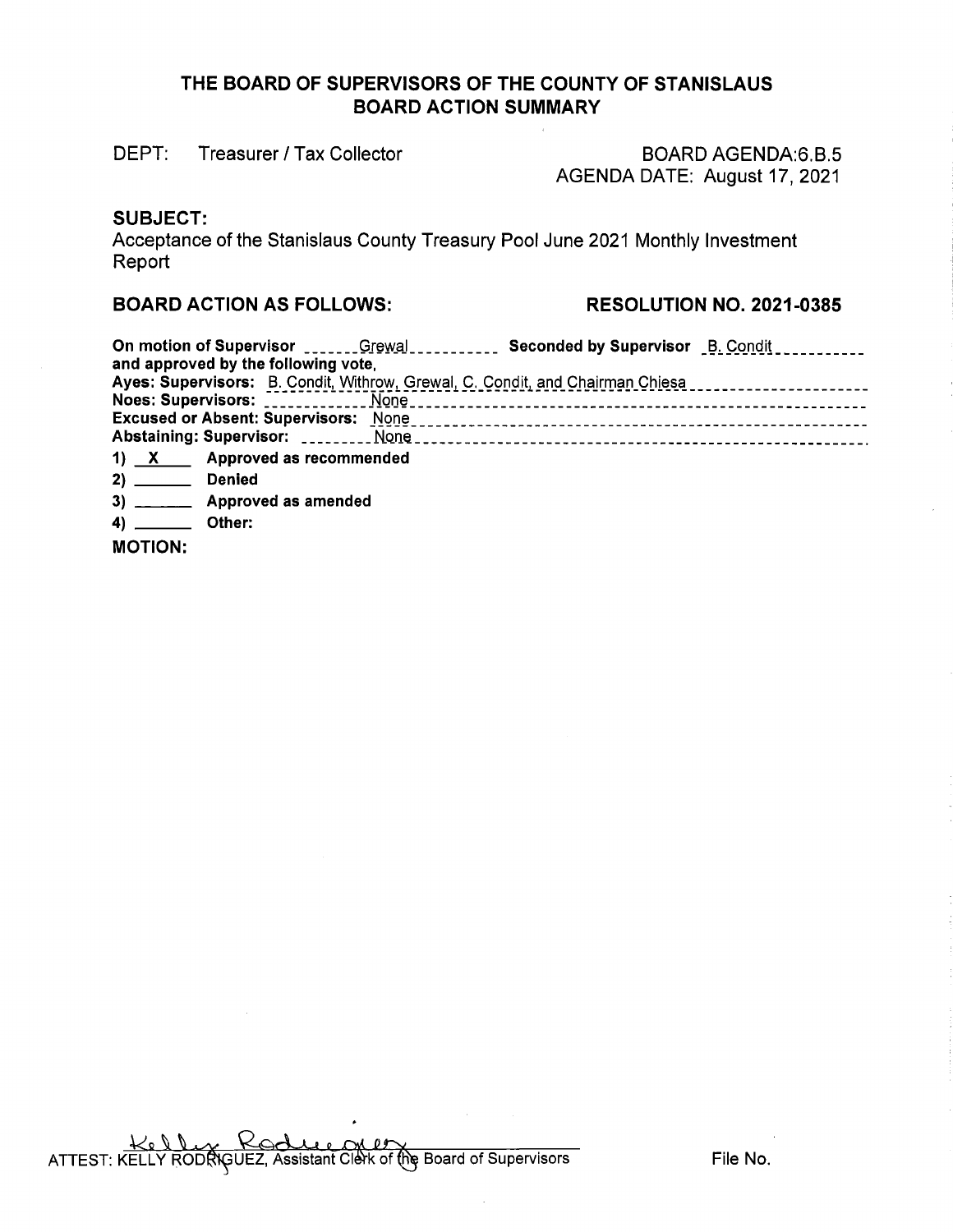# THE BOARD OF SUPERVISORS OF THE COUNTY OF STANISLAUS
## BOARD ACTION SUMMARY

DEPT: Treasurer / Tax Collector

BOARD AGENDA:6.B.5
AGENDA DATE: August 17, 2021

**SUBJECT:**

Acceptance of the Stanislaus County Treasury Pool June 2021 Monthly Investment Report

**BOARD ACTION AS FOLLOWS:**

**RESOLUTION NO. 2021-0385**

**On motion of Supervisor** Grewal **Seconded by Supervisor** B. Condit
**and approved by the following vote,**
**Ayes: Supervisors:** B. Condit, Withrow, Grewal, C. Condit, and Chairman Chiesa
**Noes: Supervisors:** None
**Excused or Absent: Supervisors:** None
**Abstaining: Supervisor:** None

1) X Approved as recommended
2) ___ Denied
3) ___ Approved as amended
4) ___ Other:

**MOTION:**

ATTEST: KELLY RODRIGUEZ, Assistant Clerk of the Board of Supervisors

File No.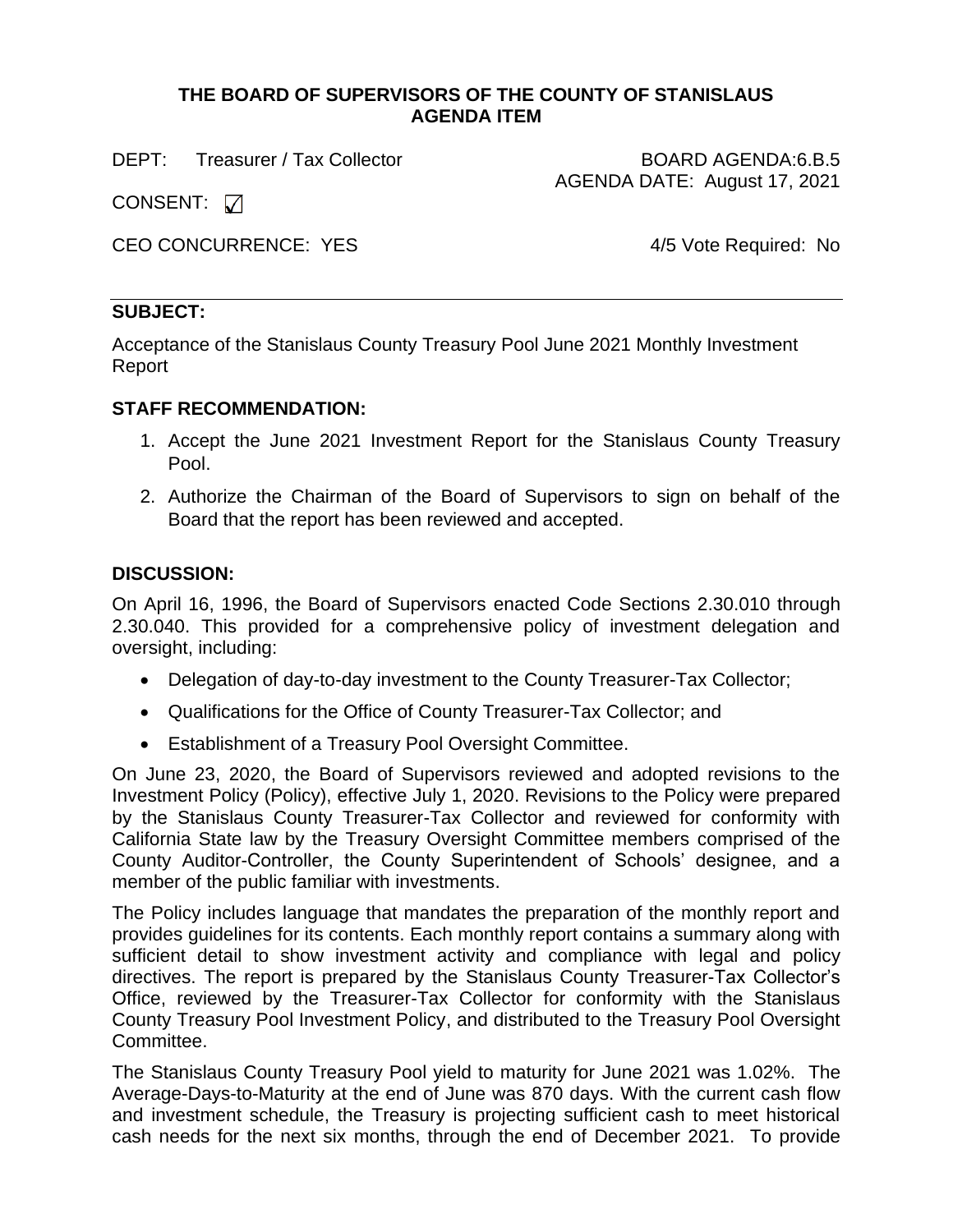**THE BOARD OF SUPERVISORS OF THE COUNTY OF STANISLAUS**
**AGENDA ITEM**

DEPT: Treasurer / Tax Collector

BOARD AGENDA:6.B.5
AGENDA DATE: August 17, 2021

CONSENT: ☑

CEO CONCURRENCE: YES

4/5 Vote Required: No

---

## SUBJECT:

Acceptance of the Stanislaus County Treasury Pool June 2021 Monthly Investment Report

## STAFF RECOMMENDATION:

1. Accept the June 2021 Investment Report for the Stanislaus County Treasury Pool.
2. Authorize the Chairman of the Board of Supervisors to sign on behalf of the Board that the report has been reviewed and accepted.

## DISCUSSION:

On April 16, 1996, the Board of Supervisors enacted Code Sections 2.30.010 through 2.30.040. This provided for a comprehensive policy of investment delegation and oversight, including:

- Delegation of day-to-day investment to the County Treasurer-Tax Collector;
- Qualifications for the Office of County Treasurer-Tax Collector; and
- Establishment of a Treasury Pool Oversight Committee.

On June 23, 2020, the Board of Supervisors reviewed and adopted revisions to the Investment Policy (Policy), effective July 1, 2020. Revisions to the Policy were prepared by the Stanislaus County Treasurer-Tax Collector and reviewed for conformity with California State law by the Treasury Oversight Committee members comprised of the County Auditor-Controller, the County Superintendent of Schools' designee, and a member of the public familiar with investments.

The Policy includes language that mandates the preparation of the monthly report and provides guidelines for its contents. Each monthly report contains a summary along with sufficient detail to show investment activity and compliance with legal and policy directives. The report is prepared by the Stanislaus County Treasurer-Tax Collector's Office, reviewed by the Treasurer-Tax Collector for conformity with the Stanislaus County Treasury Pool Investment Policy, and distributed to the Treasury Pool Oversight Committee.

The Stanislaus County Treasury Pool yield to maturity for June 2021 was 1.02%. The Average-Days-to-Maturity at the end of June was 870 days. With the current cash flow and investment schedule, the Treasury is projecting sufficient cash to meet historical cash needs for the next six months, through the end of December 2021. To provide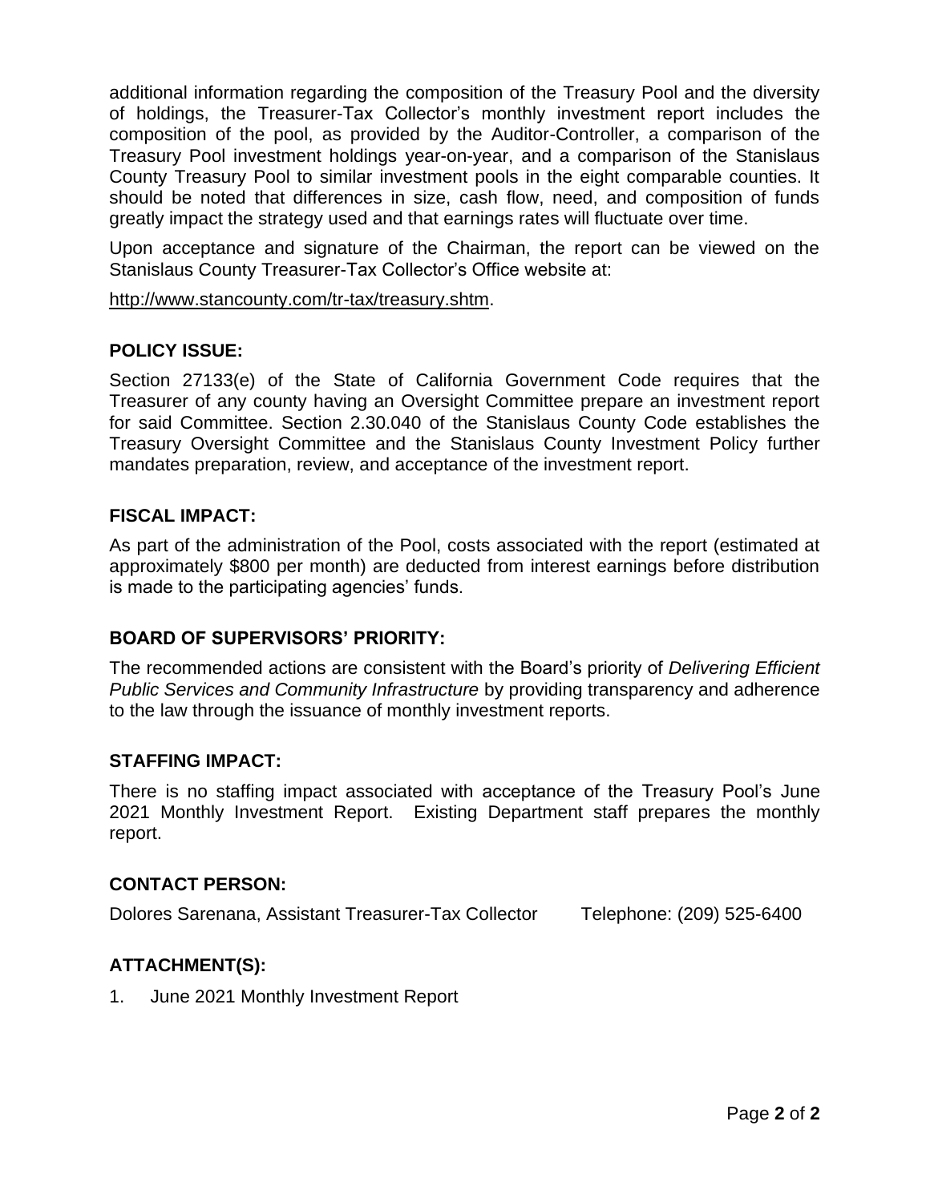additional information regarding the composition of the Treasury Pool and the diversity of holdings, the Treasurer-Tax Collector's monthly investment report includes the composition of the pool, as provided by the Auditor-Controller, a comparison of the Treasury Pool investment holdings year-on-year, and a comparison of the Stanislaus County Treasury Pool to similar investment pools in the eight comparable counties. It should be noted that differences in size, cash flow, need, and composition of funds greatly impact the strategy used and that earnings rates will fluctuate over time.

Upon acceptance and signature of the Chairman, the report can be viewed on the Stanislaus County Treasurer-Tax Collector's Office website at:

http://www.stancounty.com/tr-tax/treasury.shtm.

## POLICY ISSUE:

Section 27133(e) of the State of California Government Code requires that the Treasurer of any county having an Oversight Committee prepare an investment report for said Committee. Section 2.30.040 of the Stanislaus County Code establishes the Treasury Oversight Committee and the Stanislaus County Investment Policy further mandates preparation, review, and acceptance of the investment report.

## FISCAL IMPACT:

As part of the administration of the Pool, costs associated with the report (estimated at approximately $800 per month) are deducted from interest earnings before distribution is made to the participating agencies' funds.

## BOARD OF SUPERVISORS' PRIORITY:

The recommended actions are consistent with the Board's priority of *Delivering Efficient Public Services and Community Infrastructure* by providing transparency and adherence to the law through the issuance of monthly investment reports.

## STAFFING IMPACT:

There is no staffing impact associated with acceptance of the Treasury Pool's June 2021 Monthly Investment Report. Existing Department staff prepares the monthly report.

## CONTACT PERSON:

Dolores Sarenana, Assistant Treasurer-Tax Collector    Telephone: (209) 525-6400

## ATTACHMENT(S):

1. June 2021 Monthly Investment Report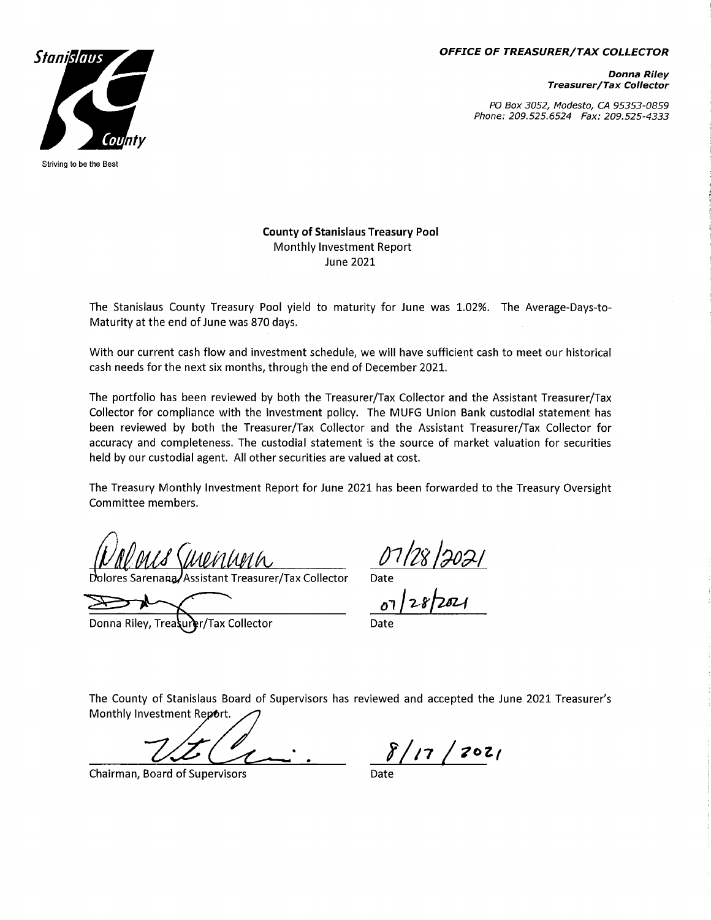Stanislaus County

Striving to be the Best

***OFFICE OF TREASURER/TAX COLLECTOR***

***Donna Riley***
***Treasurer/Tax Collector***

*PO Box 3052, Modesto, CA 95353-0859*
*Phone: 209.525.6524 Fax: 209.525-4333*

**County of Stanislaus Treasury Pool**
Monthly Investment Report
June 2021

The Stanislaus County Treasury Pool yield to maturity for June was 1.02%. The Average-Days-to-Maturity at the end of June was 870 days.

With our current cash flow and investment schedule, we will have sufficient cash to meet our historical cash needs for the next six months, through the end of December 2021.

The portfolio has been reviewed by both the Treasurer/Tax Collector and the Assistant Treasurer/Tax Collector for compliance with the investment policy. The MUFG Union Bank custodial statement has been reviewed by both the Treasurer/Tax Collector and the Assistant Treasurer/Tax Collector for accuracy and completeness. The custodial statement is the source of market valuation for securities held by our custodial agent. All other securities are valued at cost.

The Treasury Monthly Investment Report for June 2021 has been forwarded to the Treasury Oversight Committee members.

Dolores Sarenana, Assistant Treasurer/Tax Collector — Date: 07/28/2021

Donna Riley, Treasurer/Tax Collector — Date: 07/28/2021

The County of Stanislaus Board of Supervisors has reviewed and accepted the June 2021 Treasurer's Monthly Investment Report.

Chairman, Board of Supervisors — Date: 8/17/2021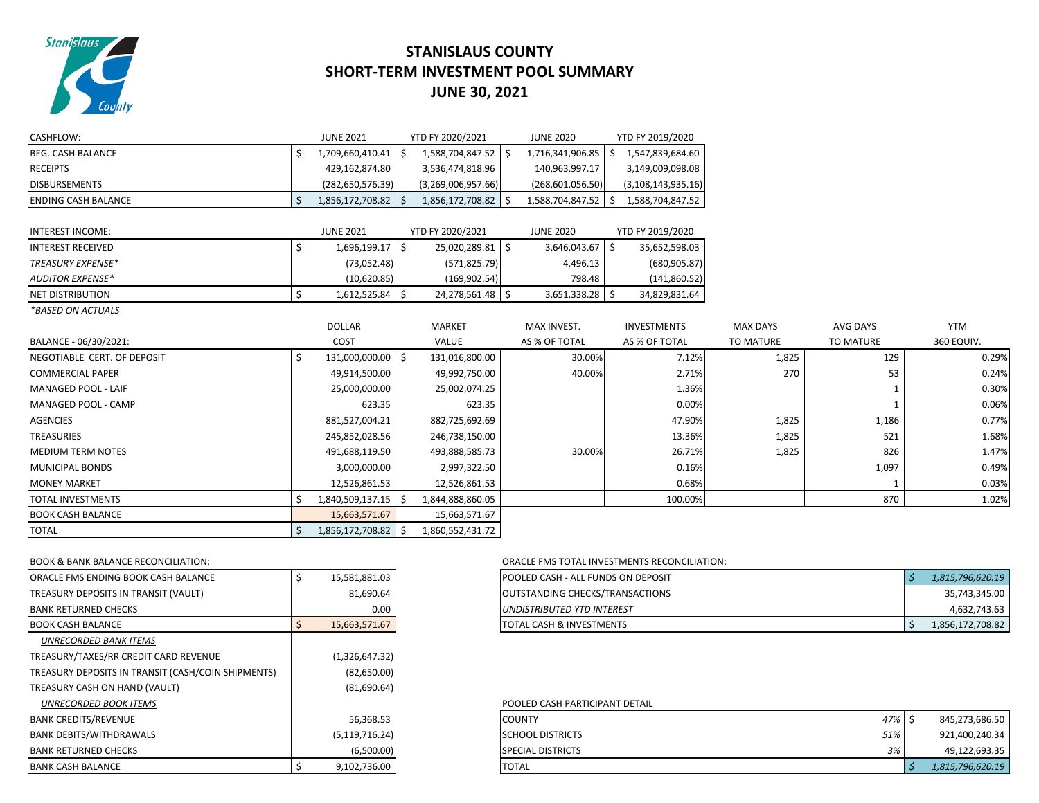# STANISLAUS COUNTY
## SHORT-TERM INVESTMENT POOL SUMMARY
## JUNE 30, 2021

| CASHFLOW: | JUNE 2021 | YTD FY 2020/2021 | JUNE 2020 | YTD FY 2019/2020 |
|---|---|---|---|---|
| BEG. CASH BALANCE | $ 1,709,660,410.41 | $ 1,588,704,847.52 | $ 1,716,341,906.85 | $ 1,547,839,684.60 |
| RECEIPTS | 429,162,874.80 | 3,536,474,818.96 | 140,963,997.17 | 3,149,009,098.08 |
| DISBURSEMENTS | (282,650,576.39) | (3,269,006,957.66) | (268,601,056.50) | (3,108,143,935.16) |
| ENDING CASH BALANCE | $ 1,856,172,708.82 | $ 1,856,172,708.82 | $ 1,588,704,847.52 | $ 1,588,704,847.52 |

| INTEREST INCOME: | JUNE 2021 | YTD FY 2020/2021 | JUNE 2020 | YTD FY 2019/2020 |
|---|---|---|---|---|
| INTEREST RECEIVED | $ 1,696,199.17 | $ 25,020,289.81 | $ 3,646,043.67 | $ 35,652,598.03 |
| *TREASURY EXPENSE** | (73,052.48) | (571,825.79) | 4,496.13 | (680,905.87) |
| *AUDITOR EXPENSE** | (10,620.85) | (169,902.54) | 798.48 | (141,860.52) |
| NET DISTRIBUTION | $ 1,612,525.84 | $ 24,278,561.48 | $ 3,651,338.28 | $ 34,829,831.64 |

*\*BASED ON ACTUALS*

| BALANCE - 06/30/2021: | DOLLAR COST | MARKET VALUE | MAX INVEST. AS % OF TOTAL | INVESTMENTS AS % OF TOTAL | MAX DAYS TO MATURE | AVG DAYS TO MATURE | YTM 360 EQUIV. |
|---|---|---|---|---|---|---|---|
| NEGOTIABLE CERT. OF DEPOSIT | $ 131,000,000.00 | $ 131,016,800.00 | 30.00% | 7.12% | 1,825 | 129 | 0.29% |
| COMMERCIAL PAPER | 49,914,500.00 | 49,992,750.00 | 40.00% | 2.71% | 270 | 53 | 0.24% |
| MANAGED POOL - LAIF | 25,000,000.00 | 25,002,074.25 | | 1.36% | | 1 | 0.30% |
| MANAGED POOL - CAMP | 623.35 | 623.35 | | 0.00% | | 1 | 0.06% |
| AGENCIES | 881,527,004.21 | 882,725,692.69 | | 47.90% | 1,825 | 1,186 | 0.77% |
| TREASURIES | 245,852,028.56 | 246,738,150.00 | | 13.36% | 1,825 | 521 | 1.68% |
| MEDIUM TERM NOTES | 491,688,119.50 | 493,888,585.73 | 30.00% | 26.71% | 1,825 | 826 | 1.47% |
| MUNICIPAL BONDS | 3,000,000.00 | 2,997,322.50 | | 0.16% | | 1,097 | 0.49% |
| MONEY MARKET | 12,526,861.53 | 12,526,861.53 | | 0.68% | | 1 | 0.03% |
| TOTAL INVESTMENTS | $ 1,840,509,137.15 | $ 1,844,888,860.05 | | 100.00% | | 870 | 1.02% |
| BOOK CASH BALANCE | 15,663,571.67 | 15,663,571.67 | | | | | |
| TOTAL | $ 1,856,172,708.82 | $ 1,860,552,431.72 | | | | | |

| BOOK & BANK BALANCE RECONCILIATION: | |
|---|---|
| ORACLE FMS ENDING BOOK CASH BALANCE | $ 15,581,881.03 |
| TREASURY DEPOSITS IN TRANSIT (VAULT) | 81,690.64 |
| BANK RETURNED CHECKS | 0.00 |
| BOOK CASH BALANCE | $ 15,663,571.67 |
| *UNRECORDED BANK ITEMS* | |
| TREASURY/TAXES/RR CREDIT CARD REVENUE | (1,326,647.32) |
| TREASURY DEPOSITS IN TRANSIT (CASH/COIN SHIPMENTS) | (82,650.00) |
| TREASURY CASH ON HAND (VAULT) | (81,690.64) |
| *UNRECORDED BOOK ITEMS* | |
| BANK CREDITS/REVENUE | 56,368.53 |
| BANK DEBITS/WITHDRAWALS | (5,119,716.24) |
| BANK RETURNED CHECKS | (6,500.00) |
| BANK CASH BALANCE | $ 9,102,736.00 |

| ORACLE FMS TOTAL INVESTMENTS RECONCILIATION: | |
|---|---|
| POOLED CASH - ALL FUNDS ON DEPOSIT | *$ 1,815,796,620.19* |
| OUTSTANDING CHECKS/TRANSACTIONS | 35,743,345.00 |
| *UNDISTRIBUTED YTD INTEREST* | 4,632,743.63 |
| TOTAL CASH & INVESTMENTS | $ 1,856,172,708.82 |

| POOLED CASH PARTICIPANT DETAIL | | |
|---|---|---|
| COUNTY | *47%* | $ 845,273,686.50 |
| SCHOOL DISTRICTS | *51%* | 921,400,240.34 |
| SPECIAL DISTRICTS | *3%* | 49,122,693.35 |
| TOTAL | | *$ 1,815,796,620.19* |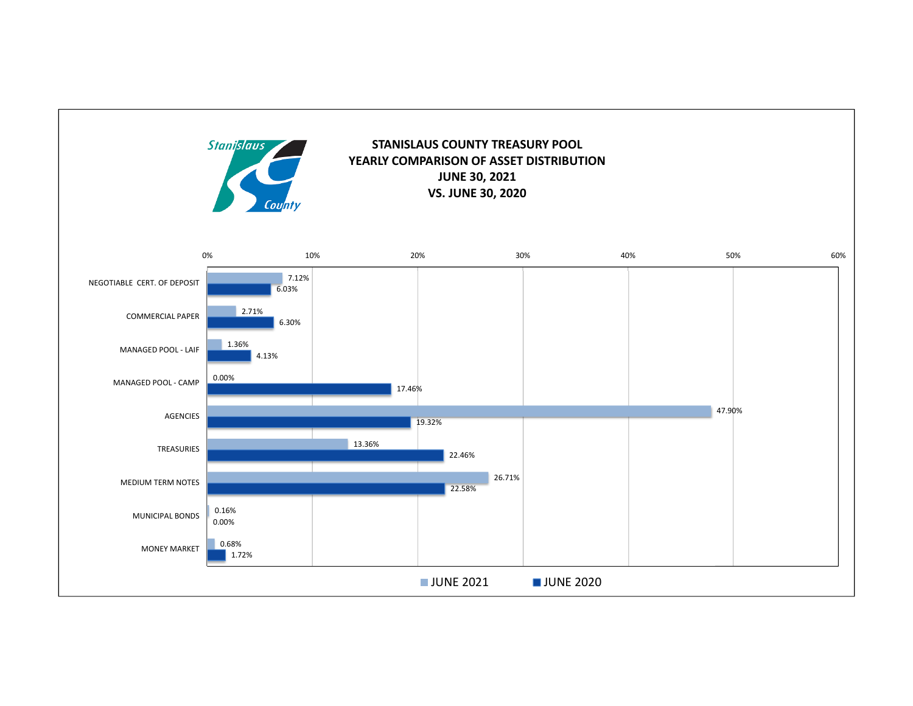## STANISLAUS COUNTY TREASURY POOL
## YEARLY COMPARISON OF ASSET DISTRIBUTION
## JUNE 30, 2021
## VS. JUNE 30, 2020

| | JUNE 2021 | JUNE 2020 |
|---|---|---|
| NEGOTIABLE CERT. OF DEPOSIT | 7.12% | 6.03% |
| COMMERCIAL PAPER | 2.71% | 6.30% |
| MANAGED POOL - LAIF | 1.36% | 4.13% |
| MANAGED POOL - CAMP | 0.00% | 17.46% |
| AGENCIES | 47.90% | 19.32% |
| TREASURIES | 13.36% | 22.46% |
| MEDIUM TERM NOTES | 26.71% | 22.58% |
| MUNICIPAL BONDS | 0.16% | 0.00% |
| MONEY MARKET | 0.68% | 1.72% |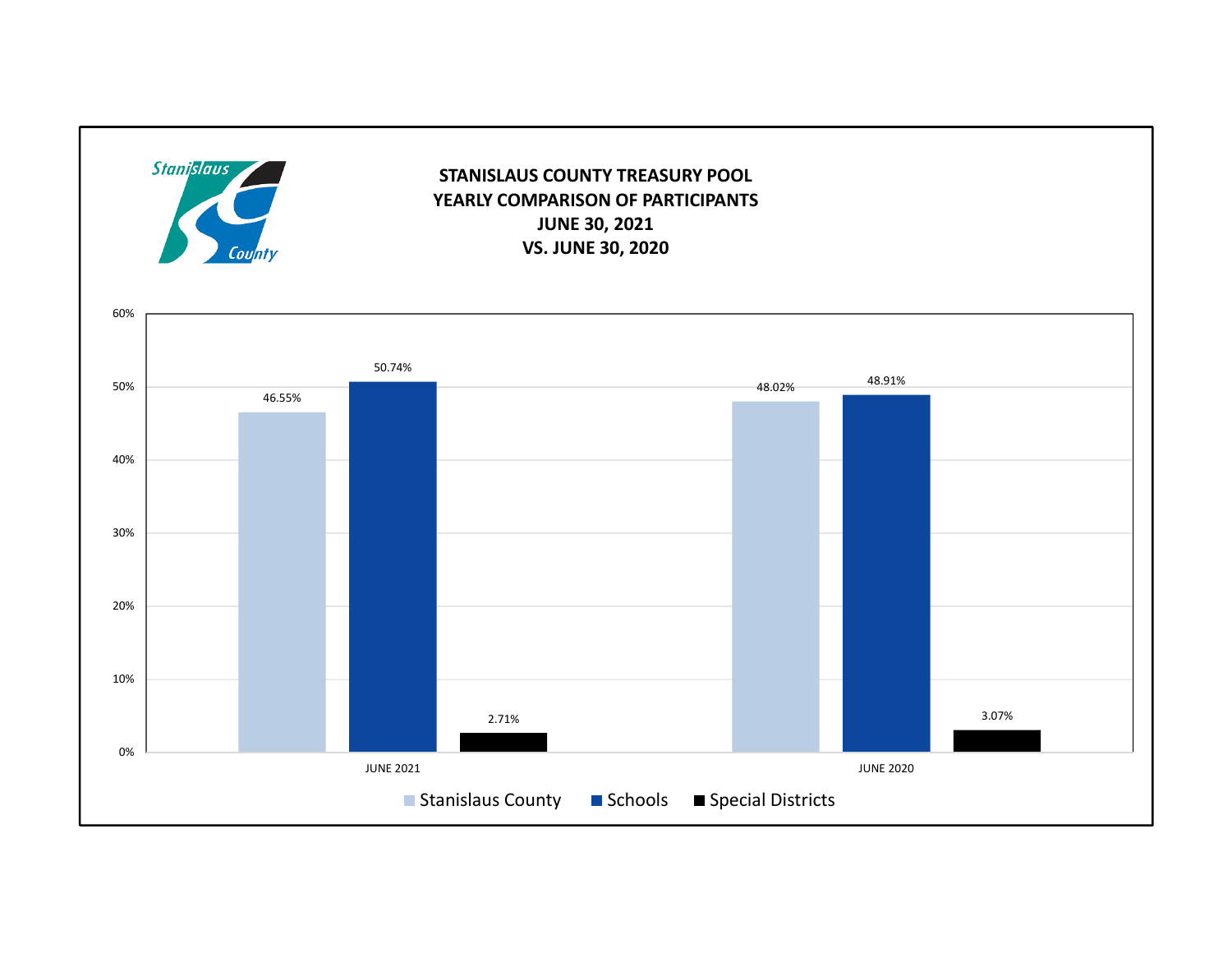# STANISLAUS COUNTY TREASURY POOL
## YEARLY COMPARISON OF PARTICIPANTS
## JUNE 30, 2021
## VS. JUNE 30, 2020

| | Stanislaus County | Schools | Special Districts |
|---|---|---|---|
| JUNE 2021 | 46.55% | 50.74% | 2.71% |
| JUNE 2020 | 48.02% | 48.91% | 3.07% |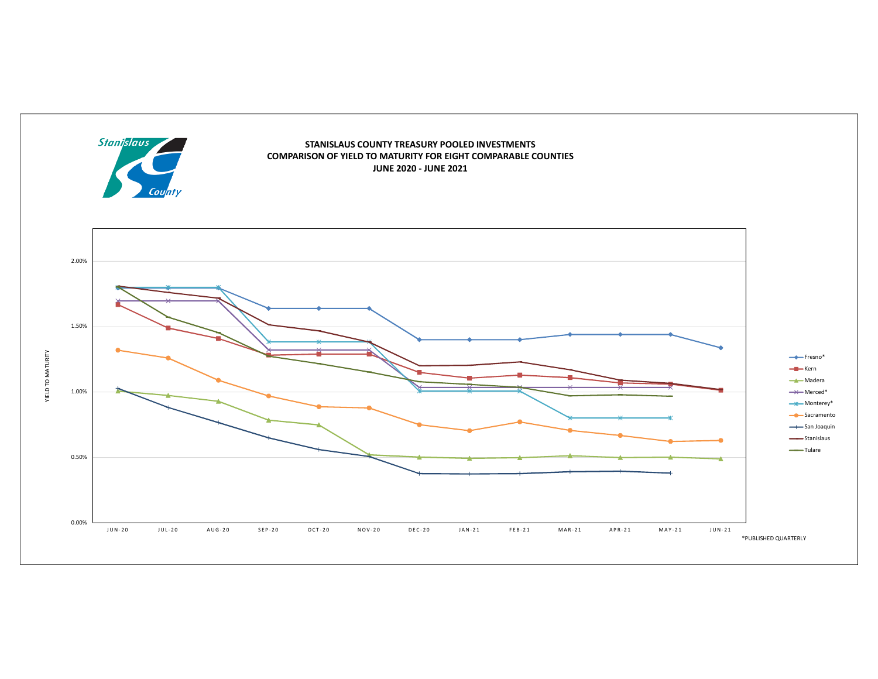Stanislaus County

**STANISLAUS COUNTY TREASURY POOLED INVESTMENTS**
**COMPARISON OF YIELD TO MATURITY FOR EIGHT COMPARABLE COUNTIES**
**JUNE 2020 - JUNE 2021**

YIELD TO MATURITY

2.00%
1.50%
1.00%
0.50%
0.00%

JUN-20 JUL-20 AUG-20 SEP-20 OCT-20 NOV-20 DEC-20 JAN-21 FEB-21 MAR-21 APR-21 MAY-21 JUN-21

- Fresno*
- Kern
- Madera
- Merced*
- Monterey*
- Sacramento
- San Joaquin
- Stanislaus
- Tulare

*PUBLISHED QUARTERLY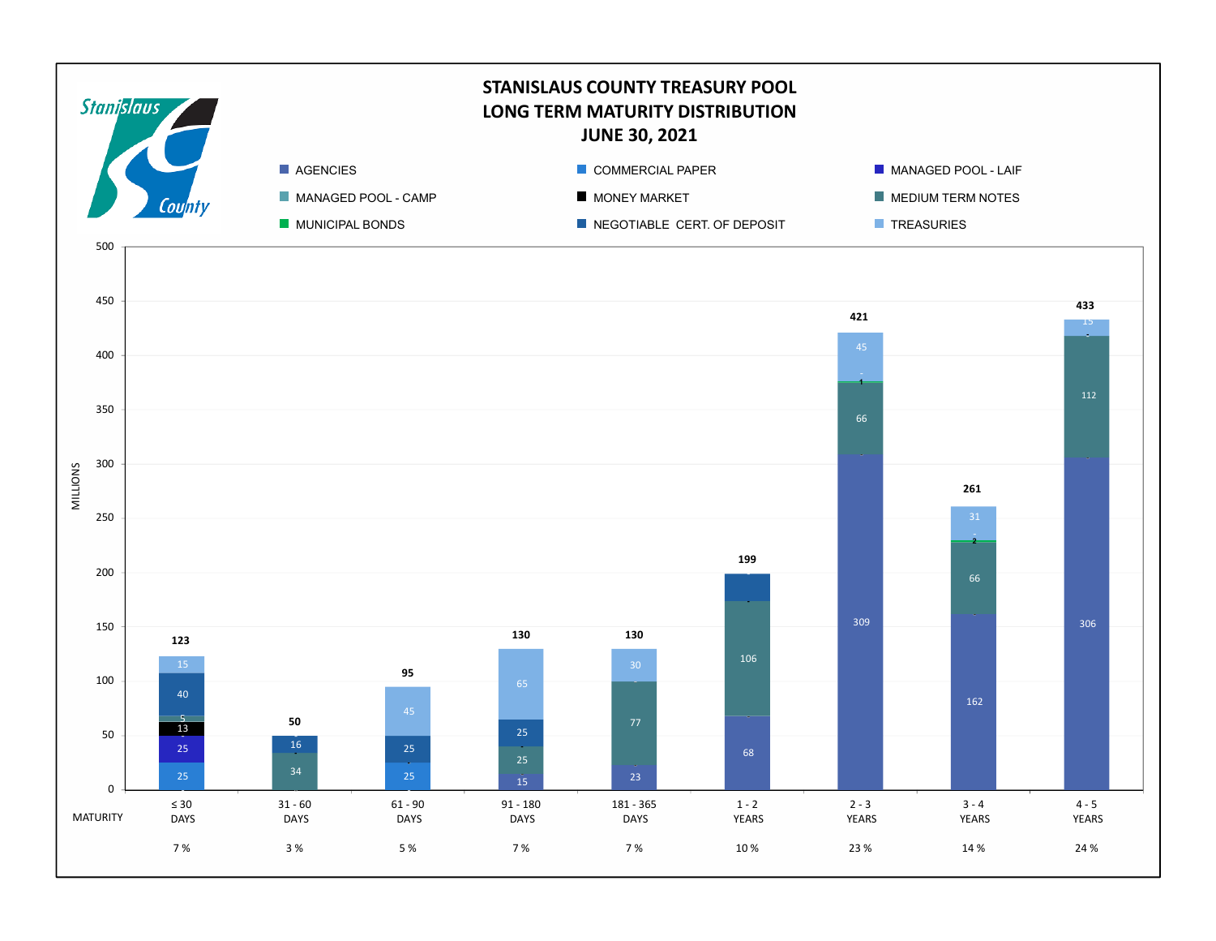# STANISLAUS COUNTY TREASURY POOL
## LONG TERM MATURITY DISTRIBUTION
### JUNE 30, 2021

Legend: AGENCIES, COMMERCIAL PAPER, MANAGED POOL - LAIF, MANAGED POOL - CAMP, MONEY MARKET, MEDIUM TERM NOTES, MUNICIPAL BONDS, NEGOTIABLE CERT. OF DEPOSIT, TREASURIES

MILLIONS

| MATURITY | ≤ 30 DAYS | 31 - 60 DAYS | 61 - 90 DAYS | 91 - 180 DAYS | 181 - 365 DAYS | 1 - 2 YEARS | 2 - 3 YEARS | 3 - 4 YEARS | 4 - 5 YEARS |
|---|---|---|---|---|---|---|---|---|---|
| Agencies | | | | 15 | 23 | 68 | 309 | 162 | 306 |
| Commercial Paper | 25 | | 25 | | | | | | |
| Managed Pool - LAIF | 25 | | | | | | | | |
| Money Market | 13 | | | | | | | | |
| Medium Term Notes | 5 | 34 | | 25 | 77 | 106 | 66 | 66 | 112 |
| Municipal Bonds | | | | | | | 1 | 2 | |
| Negotiable Cert. of Deposit | 40 | 16 | 25 | 25 | | | | | |
| Treasuries | 15 | | 45 | 65 | 30 | | 45 | 31 | 15 |
| Total | 123 | 50 | 95 | 130 | 130 | 199 | 421 | 261 | 433 |
| % | 7 % | 3 % | 5 % | 7 % | 7 % | 10 % | 23 % | 14 % | 24 % |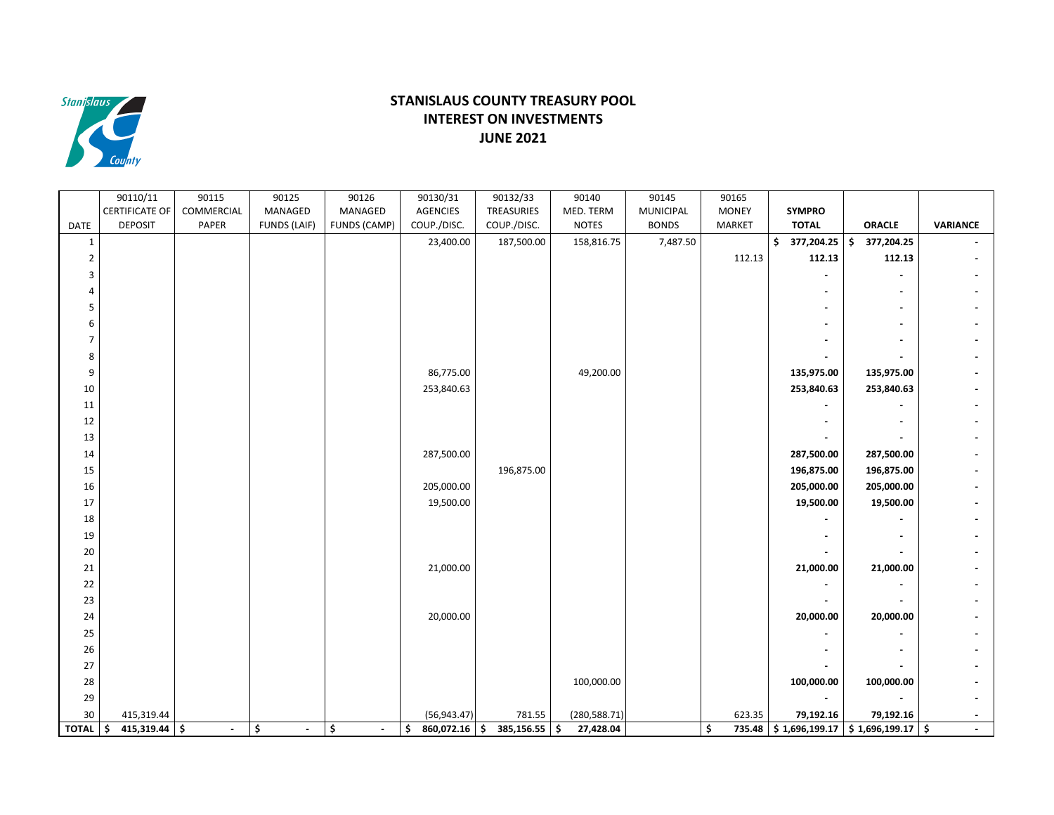# STANISLAUS COUNTY TREASURY POOL
## INTEREST ON INVESTMENTS
## JUNE 2021

| DATE | 90110/11 CERTIFICATE OF DEPOSIT | 90115 COMMERCIAL PAPER | 90125 MANAGED FUNDS (LAIF) | 90126 MANAGED FUNDS (CAMP) | 90130/31 AGENCIES COUP./DISC. | 90132/33 TREASURIES COUP./DISC. | 90140 MED. TERM NOTES | 90145 MUNICIPAL BONDS | 90165 MONEY MARKET | SYMPRO TOTAL | ORACLE | VARIANCE |
|---|---|---|---|---|---|---|---|---|---|---|---|---|
| 1 | | | | | 23,400.00 | 187,500.00 | 158,816.75 | 7,487.50 | | **$ 377,204.25** | **$ 377,204.25** | **-** |
| 2 | | | | | | | | | 112.13 | **112.13** | **112.13** | **-** |
| 3 | | | | | | | | | | **-** | **-** | **-** |
| 4 | | | | | | | | | | **-** | **-** | **-** |
| 5 | | | | | | | | | | **-** | **-** | **-** |
| 6 | | | | | | | | | | **-** | **-** | **-** |
| 7 | | | | | | | | | | **-** | **-** | **-** |
| 8 | | | | | | | | | | **-** | **-** | **-** |
| 9 | | | | | 86,775.00 | | 49,200.00 | | | **135,975.00** | **135,975.00** | **-** |
| 10 | | | | | 253,840.63 | | | | | **253,840.63** | **253,840.63** | **-** |
| 11 | | | | | | | | | | **-** | **-** | **-** |
| 12 | | | | | | | | | | **-** | **-** | **-** |
| 13 | | | | | | | | | | **-** | **-** | **-** |
| 14 | | | | | 287,500.00 | | | | | **287,500.00** | **287,500.00** | **-** |
| 15 | | | | | | 196,875.00 | | | | **196,875.00** | **196,875.00** | **-** |
| 16 | | | | | 205,000.00 | | | | | **205,000.00** | **205,000.00** | **-** |
| 17 | | | | | 19,500.00 | | | | | **19,500.00** | **19,500.00** | **-** |
| 18 | | | | | | | | | | **-** | **-** | **-** |
| 19 | | | | | | | | | | **-** | **-** | **-** |
| 20 | | | | | | | | | | **-** | **-** | **-** |
| 21 | | | | | 21,000.00 | | | | | **21,000.00** | **21,000.00** | **-** |
| 22 | | | | | | | | | | **-** | **-** | **-** |
| 23 | | | | | | | | | | **-** | **-** | **-** |
| 24 | | | | | 20,000.00 | | | | | **20,000.00** | **20,000.00** | **-** |
| 25 | | | | | | | | | | **-** | **-** | **-** |
| 26 | | | | | | | | | | **-** | **-** | **-** |
| 27 | | | | | | | | | | **-** | **-** | **-** |
| 28 | | | | | | | 100,000.00 | | | **100,000.00** | **100,000.00** | **-** |
| 29 | | | | | | | | | | **-** | **-** | **-** |
| 30 | 415,319.44 | | | | (56,943.47) | 781.55 | (280,588.71) | | 623.35 | **79,192.16** | **79,192.16** | **-** |
| **TOTAL** | **$ 415,319.44** | **$ -** | **$ -** | **$ -** | **$ 860,072.16** | **$ 385,156.55** | **$ 27,428.04** | | **$ 735.48** | **$ 1,696,199.17** | **$ 1,696,199.17** | **$ -** |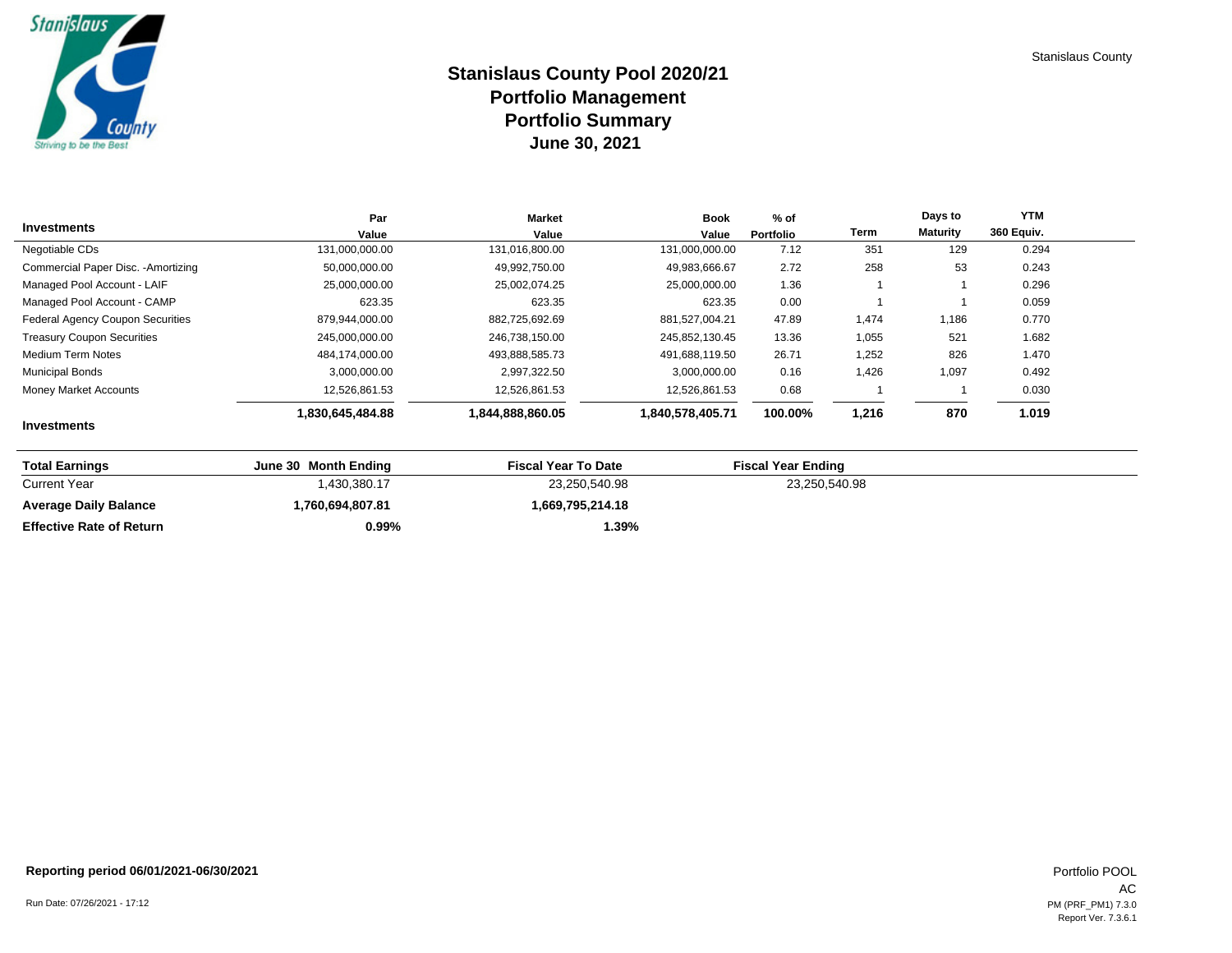Stanislaus County

# Stanislaus County Pool 2020/21
## Portfolio Management
## Portfolio Summary
## June 30, 2021

| Investments | Par Value | Market Value | Book Value | % of Portfolio | Term | Days to Maturity | YTM 360 Equiv. |
|---|---|---|---|---|---|---|---|
| Negotiable CDs | 131,000,000.00 | 131,016,800.00 | 131,000,000.00 | 7.12 | 351 | 129 | 0.294 |
| Commercial Paper Disc. -Amortizing | 50,000,000.00 | 49,992,750.00 | 49,983,666.67 | 2.72 | 258 | 53 | 0.243 |
| Managed Pool Account - LAIF | 25,000,000.00 | 25,002,074.25 | 25,000,000.00 | 1.36 | 1 | 1 | 0.296 |
| Managed Pool Account - CAMP | 623.35 | 623.35 | 623.35 | 0.00 | 1 | 1 | 0.059 |
| Federal Agency Coupon Securities | 879,944,000.00 | 882,725,692.69 | 881,527,004.21 | 47.89 | 1,474 | 1,186 | 0.770 |
| Treasury Coupon Securities | 245,000,000.00 | 246,738,150.00 | 245,852,130.45 | 13.36 | 1,055 | 521 | 1.682 |
| Medium Term Notes | 484,174,000.00 | 493,888,585.73 | 491,688,119.50 | 26.71 | 1,252 | 826 | 1.470 |
| Municipal Bonds | 3,000,000.00 | 2,997,322.50 | 3,000,000.00 | 0.16 | 1,426 | 1,097 | 0.492 |
| Money Market Accounts | 12,526,861.53 | 12,526,861.53 | 12,526,861.53 | 0.68 | 1 | 1 | 0.030 |
| **Investments** | **1,830,645,484.88** | **1,844,888,860.05** | **1,840,578,405.71** | **100.00%** | **1,216** | **870** | **1.019** |

| Total Earnings | June 30 Month Ending | Fiscal Year To Date | Fiscal Year Ending |
|---|---|---|---|
| Current Year | 1,430,380.17 | 23,250,540.98 | 23,250,540.98 |
| **Average Daily Balance** | **1,760,694,807.81** | **1,669,795,214.18** | |
| **Effective Rate of Return** | **0.99%** | **1.39%** | |

**Reporting period 06/01/2021-06/30/2021**

Run Date: 07/26/2021 - 17:12

Portfolio POOL
AC
PM (PRF_PM1) 7.3.0
Report Ver. 7.3.6.1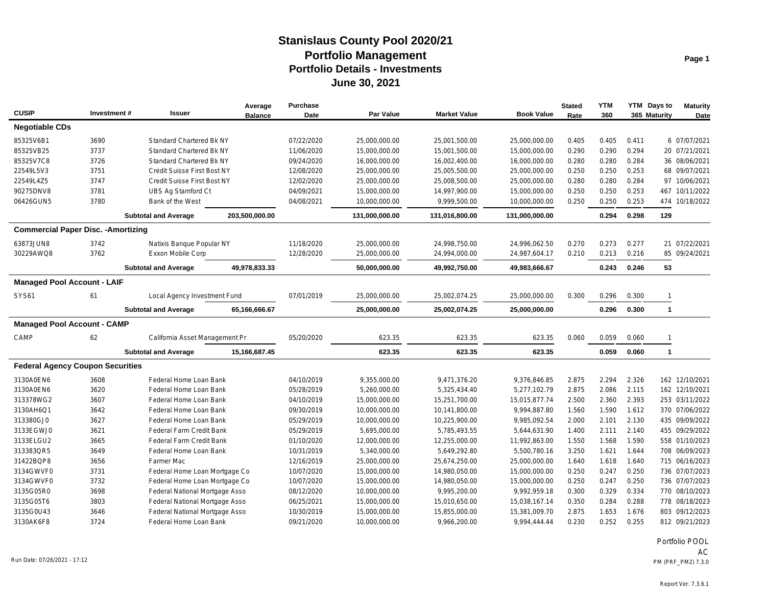# Stanislaus County Pool 2020/21
## Portfolio Management
### Portfolio Details - Investments
### June 30, 2021

| CUSIP | Investment # | Issuer | Average Balance | Purchase Date | Par Value | Market Value | Book Value | Stated Rate | YTM 360 | YTM 365 | Days to Maturity | Maturity Date |
|---|---|---|---|---|---|---|---|---|---|---|---|---|
| **Negotiable CDs** | | | | | | | | | | | | |
| 85325V6B1 | 3690 | Standard Chartered Bk NY | | 07/22/2020 | 25,000,000.00 | 25,001,500.00 | 25,000,000.00 | 0.405 | 0.405 | 0.411 | 6 | 07/07/2021 |
| 85325VB25 | 3737 | Standard Chartered Bk NY | | 11/06/2020 | 15,000,000.00 | 15,001,500.00 | 15,000,000.00 | 0.290 | 0.290 | 0.294 | 20 | 07/21/2021 |
| 85325V7C8 | 3726 | Standard Chartered Bk NY | | 09/24/2020 | 16,000,000.00 | 16,002,400.00 | 16,000,000.00 | 0.280 | 0.280 | 0.284 | 36 | 08/06/2021 |
| 22549L5V3 | 3751 | Credit Suisse First Bost NY | | 12/08/2020 | 25,000,000.00 | 25,005,500.00 | 25,000,000.00 | 0.250 | 0.250 | 0.253 | 68 | 09/07/2021 |
| 22549L4Z5 | 3747 | Credit Suisse First Bost NY | | 12/02/2020 | 25,000,000.00 | 25,008,500.00 | 25,000,000.00 | 0.280 | 0.280 | 0.284 | 97 | 10/06/2021 |
| 90275DNV8 | 3781 | UBS Ag Stamford Ct | | 04/09/2021 | 15,000,000.00 | 14,997,900.00 | 15,000,000.00 | 0.250 | 0.250 | 0.253 | 467 | 10/11/2022 |
| 06426GUN5 | 3780 | Bank of the West | | 04/08/2021 | 10,000,000.00 | 9,999,500.00 | 10,000,000.00 | 0.250 | 0.250 | 0.253 | 474 | 10/18/2022 |
| | | **Subtotal and Average** | **203,500,000.00** | | **131,000,000.00** | **131,016,800.00** | **131,000,000.00** | | **0.294** | **0.298** | **129** | |
| **Commercial Paper Disc. -Amortizing** | | | | | | | | | | | | |
| 63873JUN8 | 3742 | Natixis Banque Popular NY | | 11/18/2020 | 25,000,000.00 | 24,998,750.00 | 24,996,062.50 | 0.270 | 0.273 | 0.277 | 21 | 07/22/2021 |
| 30229AWQ8 | 3762 | Exxon Mobile Corp | | 12/28/2020 | 25,000,000.00 | 24,994,000.00 | 24,987,604.17 | 0.210 | 0.213 | 0.216 | 85 | 09/24/2021 |
| | | **Subtotal and Average** | **49,978,833.33** | | **50,000,000.00** | **49,992,750.00** | **49,983,666.67** | | **0.243** | **0.246** | **53** | |
| **Managed Pool Account - LAIF** | | | | | | | | | | | | |
| SYS61 | 61 | Local Agency Investment Fund | | 07/01/2019 | 25,000,000.00 | 25,002,074.25 | 25,000,000.00 | 0.300 | 0.296 | 0.300 | 1 | |
| | | **Subtotal and Average** | **65,166,666.67** | | **25,000,000.00** | **25,002,074.25** | **25,000,000.00** | | **0.296** | **0.300** | **1** | |
| **Managed Pool Account - CAMP** | | | | | | | | | | | | |
| CAMP | 62 | California Asset Management Pr | | 05/20/2020 | 623.35 | 623.35 | 623.35 | 0.060 | 0.059 | 0.060 | 1 | |
| | | **Subtotal and Average** | **15,166,687.45** | | **623.35** | **623.35** | **623.35** | | **0.059** | **0.060** | **1** | |
| **Federal Agency Coupon Securities** | | | | | | | | | | | | |
| 3130A0EN6 | 3608 | Federal Home Loan Bank | | 04/10/2019 | 9,355,000.00 | 9,471,376.20 | 9,376,846.85 | 2.875 | 2.294 | 2.326 | 162 | 12/10/2021 |
| 3130A0EN6 | 3620 | Federal Home Loan Bank | | 05/28/2019 | 5,260,000.00 | 5,325,434.40 | 5,277,102.79 | 2.875 | 2.086 | 2.115 | 162 | 12/10/2021 |
| 313378WG2 | 3607 | Federal Home Loan Bank | | 04/10/2019 | 15,000,000.00 | 15,251,700.00 | 15,015,877.74 | 2.500 | 2.360 | 2.393 | 253 | 03/11/2022 |
| 3130AH6Q1 | 3642 | Federal Home Loan Bank | | 09/30/2019 | 10,000,000.00 | 10,141,800.00 | 9,994,887.80 | 1.560 | 1.590 | 1.612 | 370 | 07/06/2022 |
| 313380GJ0 | 3627 | Federal Home Loan Bank | | 05/29/2019 | 10,000,000.00 | 10,225,900.00 | 9,985,092.54 | 2.000 | 2.101 | 2.130 | 435 | 09/09/2022 |
| 3133EGWJ0 | 3621 | Federal Farm Credit Bank | | 05/29/2019 | 5,695,000.00 | 5,785,493.55 | 5,644,631.90 | 1.400 | 2.111 | 2.140 | 455 | 09/29/2022 |
| 3133ELGU2 | 3665 | Federal Farm Credit Bank | | 01/10/2020 | 12,000,000.00 | 12,255,000.00 | 11,992,863.00 | 1.550 | 1.568 | 1.590 | 558 | 01/10/2023 |
| 313383QR5 | 3649 | Federal Home Loan Bank | | 10/31/2019 | 5,340,000.00 | 5,649,292.80 | 5,500,780.16 | 3.250 | 1.621 | 1.644 | 708 | 06/09/2023 |
| 31422BQP8 | 3656 | Farmer Mac | | 12/16/2019 | 25,000,000.00 | 25,674,250.00 | 25,000,000.00 | 1.640 | 1.618 | 1.640 | 715 | 06/16/2023 |
| 3134GWVF0 | 3731 | Federal Home Loan Mortgage Co | | 10/07/2020 | 15,000,000.00 | 14,980,050.00 | 15,000,000.00 | 0.250 | 0.247 | 0.250 | 736 | 07/07/2023 |
| 3134GWVF0 | 3732 | Federal Home Loan Mortgage Co | | 10/07/2020 | 15,000,000.00 | 14,980,050.00 | 15,000,000.00 | 0.250 | 0.247 | 0.250 | 736 | 07/07/2023 |
| 3135G05R0 | 3698 | Federal National Mortgage Asso | | 08/12/2020 | 10,000,000.00 | 9,995,200.00 | 9,992,959.18 | 0.300 | 0.329 | 0.334 | 770 | 08/10/2023 |
| 3135G05T6 | 3803 | Federal National Mortgage Asso | | 06/25/2021 | 15,000,000.00 | 15,010,650.00 | 15,038,167.14 | 0.350 | 0.284 | 0.288 | 778 | 08/18/2023 |
| 3135G0U43 | 3646 | Federal National Mortgage Asso | | 10/30/2019 | 15,000,000.00 | 15,855,000.00 | 15,381,009.70 | 2.875 | 1.653 | 1.676 | 803 | 09/12/2023 |
| 3130AK6F8 | 3724 | Federal Home Loan Bank | | 09/21/2020 | 10,000,000.00 | 9,966,200.00 | 9,994,444.44 | 0.230 | 0.252 | 0.255 | 812 | 09/21/2023 |

Portfolio POOL
AC

Run Date: 07/26/2021 - 17:12

PM (PRF_PM2) 7.3.0

Report Ver. 7.3.6.1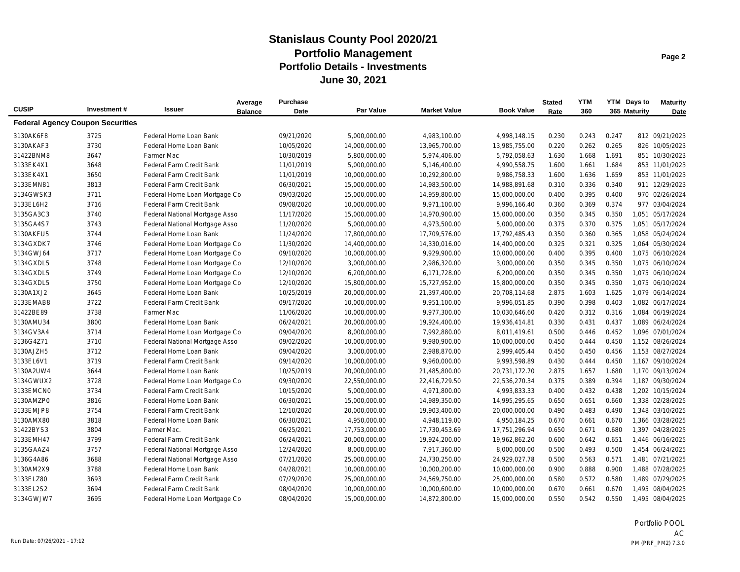# Stanislaus County Pool 2020/21
## Portfolio Management
### Portfolio Details - Investments
### June 30, 2021

| CUSIP | Investment # | Issuer | Average Balance | Purchase Date | Par Value | Market Value | Book Value | Stated Rate | YTM 360 | YTM 365 | Days to Maturity | Maturity Date |
|---|---|---|---|---|---|---|---|---|---|---|---|---|
| **Federal Agency Coupon Securities** | | | | | | | | | | | | |
| 3130AK6F8 | 3725 | Federal Home Loan Bank | | 09/21/2020 | 5,000,000.00 | 4,983,100.00 | 4,998,148.15 | 0.230 | 0.243 | 0.247 | 812 | 09/21/2023 |
| 3130AKAF3 | 3730 | Federal Home Loan Bank | | 10/05/2020 | 14,000,000.00 | 13,965,700.00 | 13,985,755.00 | 0.220 | 0.262 | 0.265 | 826 | 10/05/2023 |
| 31422BNM8 | 3647 | Farmer Mac | | 10/30/2019 | 5,800,000.00 | 5,974,406.00 | 5,792,058.63 | 1.630 | 1.668 | 1.691 | 851 | 10/30/2023 |
| 3133EK4X1 | 3648 | Federal Farm Credit Bank | | 11/01/2019 | 5,000,000.00 | 5,146,400.00 | 4,990,558.75 | 1.600 | 1.661 | 1.684 | 853 | 11/01/2023 |
| 3133EK4X1 | 3650 | Federal Farm Credit Bank | | 11/01/2019 | 10,000,000.00 | 10,292,800.00 | 9,986,758.33 | 1.600 | 1.636 | 1.659 | 853 | 11/01/2023 |
| 3133EMN81 | 3813 | Federal Farm Credit Bank | | 06/30/2021 | 15,000,000.00 | 14,983,500.00 | 14,988,891.68 | 0.310 | 0.336 | 0.340 | 911 | 12/29/2023 |
| 3134GWSK3 | 3711 | Federal Home Loan Mortgage Co | | 09/03/2020 | 15,000,000.00 | 14,959,800.00 | 15,000,000.00 | 0.400 | 0.395 | 0.400 | 970 | 02/26/2024 |
| 3133EL6H2 | 3716 | Federal Farm Credit Bank | | 09/08/2020 | 10,000,000.00 | 9,971,100.00 | 9,996,166.40 | 0.360 | 0.369 | 0.374 | 977 | 03/04/2024 |
| 3135GA3C3 | 3740 | Federal National Mortgage Asso | | 11/17/2020 | 15,000,000.00 | 14,970,900.00 | 15,000,000.00 | 0.350 | 0.345 | 0.350 | 1,051 | 05/17/2024 |
| 3135GA4S7 | 3743 | Federal National Mortgage Asso | | 11/20/2020 | 5,000,000.00 | 4,973,500.00 | 5,000,000.00 | 0.375 | 0.370 | 0.375 | 1,051 | 05/17/2024 |
| 3130AKFU5 | 3744 | Federal Home Loan Bank | | 11/24/2020 | 17,800,000.00 | 17,709,576.00 | 17,792,485.43 | 0.350 | 0.360 | 0.365 | 1,058 | 05/24/2024 |
| 3134GXDK7 | 3746 | Federal Home Loan Mortgage Co | | 11/30/2020 | 14,400,000.00 | 14,330,016.00 | 14,400,000.00 | 0.325 | 0.321 | 0.325 | 1,064 | 05/30/2024 |
| 3134GWJ64 | 3717 | Federal Home Loan Mortgage Co | | 09/10/2020 | 10,000,000.00 | 9,929,900.00 | 10,000,000.00 | 0.400 | 0.395 | 0.400 | 1,075 | 06/10/2024 |
| 3134GXDL5 | 3748 | Federal Home Loan Mortgage Co | | 12/10/2020 | 3,000,000.00 | 2,986,320.00 | 3,000,000.00 | 0.350 | 0.345 | 0.350 | 1,075 | 06/10/2024 |
| 3134GXDL5 | 3749 | Federal Home Loan Mortgage Co | | 12/10/2020 | 6,200,000.00 | 6,171,728.00 | 6,200,000.00 | 0.350 | 0.345 | 0.350 | 1,075 | 06/10/2024 |
| 3134GXDL5 | 3750 | Federal Home Loan Mortgage Co | | 12/10/2020 | 15,800,000.00 | 15,727,952.00 | 15,800,000.00 | 0.350 | 0.345 | 0.350 | 1,075 | 06/10/2024 |
| 3130A1XJ2 | 3645 | Federal Home Loan Bank | | 10/25/2019 | 20,000,000.00 | 21,397,400.00 | 20,708,114.68 | 2.875 | 1.603 | 1.625 | 1,079 | 06/14/2024 |
| 3133EMAB8 | 3722 | Federal Farm Credit Bank | | 09/17/2020 | 10,000,000.00 | 9,951,100.00 | 9,996,051.85 | 0.390 | 0.398 | 0.403 | 1,082 | 06/17/2024 |
| 31422BE89 | 3738 | Farmer Mac | | 11/06/2020 | 10,000,000.00 | 9,977,300.00 | 10,030,646.60 | 0.420 | 0.312 | 0.316 | 1,084 | 06/19/2024 |
| 3130AMU34 | 3800 | Federal Home Loan Bank | | 06/24/2021 | 20,000,000.00 | 19,924,400.00 | 19,936,414.81 | 0.330 | 0.431 | 0.437 | 1,089 | 06/24/2024 |
| 3134GV3A4 | 3714 | Federal Home Loan Mortgage Co | | 09/04/2020 | 8,000,000.00 | 7,992,880.00 | 8,011,419.61 | 0.500 | 0.446 | 0.452 | 1,096 | 07/01/2024 |
| 3136G4Z71 | 3710 | Federal National Mortgage Asso | | 09/02/2020 | 10,000,000.00 | 9,980,900.00 | 10,000,000.00 | 0.450 | 0.444 | 0.450 | 1,152 | 08/26/2024 |
| 3130AJZH5 | 3712 | Federal Home Loan Bank | | 09/04/2020 | 3,000,000.00 | 2,988,870.00 | 2,999,405.44 | 0.450 | 0.450 | 0.456 | 1,153 | 08/27/2024 |
| 3133EL6V1 | 3719 | Federal Farm Credit Bank | | 09/14/2020 | 10,000,000.00 | 9,960,000.00 | 9,993,598.89 | 0.430 | 0.444 | 0.450 | 1,167 | 09/10/2024 |
| 3130A2UW4 | 3644 | Federal Home Loan Bank | | 10/25/2019 | 20,000,000.00 | 21,485,800.00 | 20,731,172.70 | 2.875 | 1.657 | 1.680 | 1,170 | 09/13/2024 |
| 3134GWUX2 | 3728 | Federal Home Loan Mortgage Co | | 09/30/2020 | 22,550,000.00 | 22,416,729.50 | 22,536,270.34 | 0.375 | 0.389 | 0.394 | 1,187 | 09/30/2024 |
| 3133EMCN0 | 3734 | Federal Farm Credit Bank | | 10/15/2020 | 5,000,000.00 | 4,971,800.00 | 4,993,833.33 | 0.400 | 0.432 | 0.438 | 1,202 | 10/15/2024 |
| 3130AMZP0 | 3816 | Federal Home Loan Bank | | 06/30/2021 | 15,000,000.00 | 14,989,350.00 | 14,995,295.65 | 0.650 | 0.651 | 0.660 | 1,338 | 02/28/2025 |
| 3133EMJP8 | 3754 | Federal Farm Credit Bank | | 12/10/2020 | 20,000,000.00 | 19,903,400.00 | 20,000,000.00 | 0.490 | 0.483 | 0.490 | 1,348 | 03/10/2025 |
| 3130AMX80 | 3818 | Federal Home Loan Bank | | 06/30/2021 | 4,950,000.00 | 4,948,119.00 | 4,950,184.25 | 0.670 | 0.661 | 0.670 | 1,366 | 03/28/2025 |
| 31422BYS3 | 3804 | Farmer Mac. | | 06/25/2021 | 17,753,000.00 | 17,730,453.69 | 17,751,296.94 | 0.650 | 0.671 | 0.680 | 1,397 | 04/28/2025 |
| 3133EMH47 | 3799 | Federal Farm Credit Bank | | 06/24/2021 | 20,000,000.00 | 19,924,200.00 | 19,962,862.20 | 0.600 | 0.642 | 0.651 | 1,446 | 06/16/2025 |
| 3135GAAZ4 | 3757 | Federal National Mortgage Asso | | 12/24/2020 | 8,000,000.00 | 7,917,360.00 | 8,000,000.00 | 0.500 | 0.493 | 0.500 | 1,454 | 06/24/2025 |
| 3136G4A86 | 3688 | Federal National Mortgage Asso | | 07/21/2020 | 25,000,000.00 | 24,730,250.00 | 24,929,027.78 | 0.500 | 0.563 | 0.571 | 1,481 | 07/21/2025 |
| 3130AM2X9 | 3788 | Federal Home Loan Bank | | 04/28/2021 | 10,000,000.00 | 10,000,200.00 | 10,000,000.00 | 0.900 | 0.888 | 0.900 | 1,488 | 07/28/2025 |
| 3133ELZ80 | 3693 | Federal Farm Credit Bank | | 07/29/2020 | 25,000,000.00 | 24,569,750.00 | 25,000,000.00 | 0.580 | 0.572 | 0.580 | 1,489 | 07/29/2025 |
| 3133EL2S2 | 3694 | Federal Farm Credit Bank | | 08/04/2020 | 10,000,000.00 | 10,000,600.00 | 10,000,000.00 | 0.670 | 0.661 | 0.670 | 1,495 | 08/04/2025 |
| 3134GWJW7 | 3695 | Federal Home Loan Mortgage Co | | 08/04/2020 | 15,000,000.00 | 14,872,800.00 | 15,000,000.00 | 0.550 | 0.542 | 0.550 | 1,495 | 08/04/2025 |

Portfolio POOL
AC
PM (PRF_PM2) 7.3.0

Run Date: 07/26/2021 - 17:12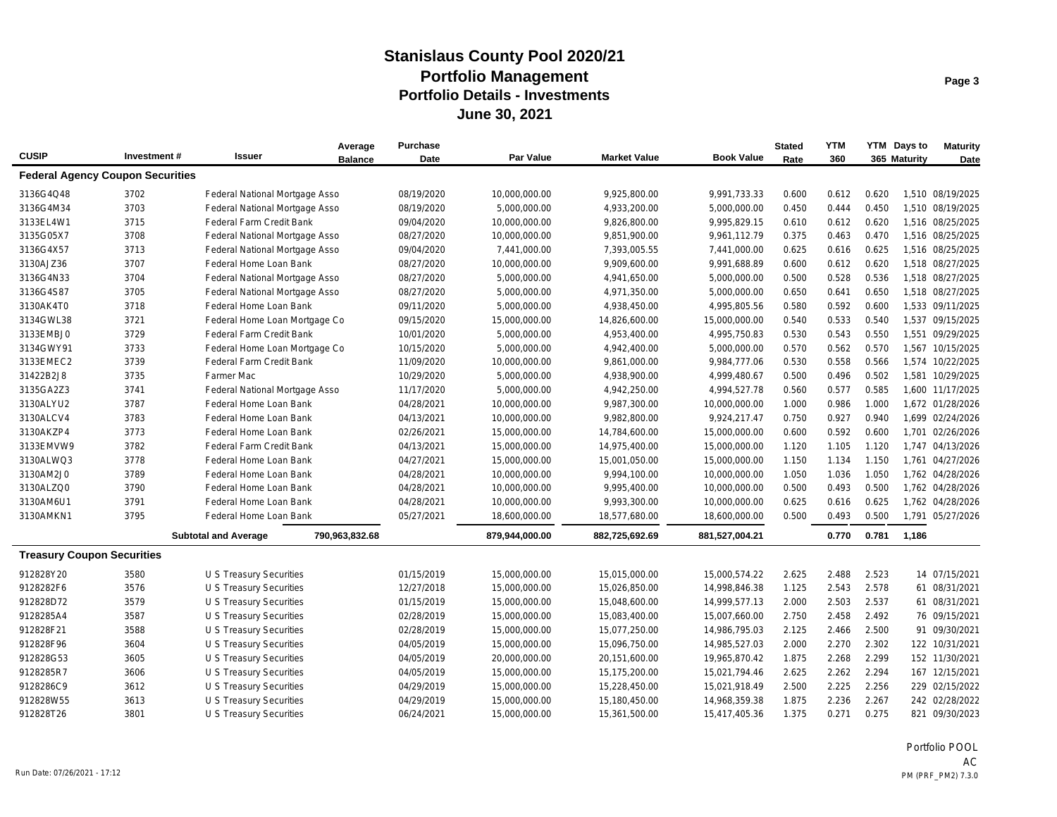# Stanislaus County Pool 2020/21
## Portfolio Management
## Portfolio Details - Investments
## June 30, 2021

| CUSIP | Investment # | Issuer | Average Balance | Purchase Date | Par Value | Market Value | Book Value | Stated Rate | YTM 360 | YTM 365 | Days to Maturity | Maturity Date |
|---|---|---|---|---|---|---|---|---|---|---|---|---|
| **Federal Agency Coupon Securities** | | | | | | | | | | | | |
| 3136G4Q48 | 3702 | Federal National Mortgage Asso | | 08/19/2020 | 10,000,000.00 | 9,925,800.00 | 9,991,733.33 | 0.600 | 0.612 | 0.620 | 1,510 | 08/19/2025 |
| 3136G4M34 | 3703 | Federal National Mortgage Asso | | 08/19/2020 | 5,000,000.00 | 4,933,200.00 | 5,000,000.00 | 0.450 | 0.444 | 0.450 | 1,510 | 08/19/2025 |
| 3133EL4W1 | 3715 | Federal Farm Credit Bank | | 09/04/2020 | 10,000,000.00 | 9,826,800.00 | 9,995,829.15 | 0.610 | 0.612 | 0.620 | 1,516 | 08/25/2025 |
| 3135G05X7 | 3708 | Federal National Mortgage Asso | | 08/27/2020 | 10,000,000.00 | 9,851,900.00 | 9,961,112.79 | 0.375 | 0.463 | 0.470 | 1,516 | 08/25/2025 |
| 3136G4X57 | 3713 | Federal National Mortgage Asso | | 09/04/2020 | 7,441,000.00 | 7,393,005.55 | 7,441,000.00 | 0.625 | 0.616 | 0.625 | 1,516 | 08/25/2025 |
| 3130AJZ36 | 3707 | Federal Home Loan Bank | | 08/27/2020 | 10,000,000.00 | 9,909,600.00 | 9,991,688.89 | 0.600 | 0.612 | 0.620 | 1,518 | 08/27/2025 |
| 3136G4N33 | 3704 | Federal National Mortgage Asso | | 08/27/2020 | 5,000,000.00 | 4,941,650.00 | 5,000,000.00 | 0.500 | 0.528 | 0.536 | 1,518 | 08/27/2025 |
| 3136G4S87 | 3705 | Federal National Mortgage Asso | | 08/27/2020 | 5,000,000.00 | 4,971,350.00 | 5,000,000.00 | 0.650 | 0.641 | 0.650 | 1,518 | 08/27/2025 |
| 3130AK4T0 | 3718 | Federal Home Loan Bank | | 09/11/2020 | 5,000,000.00 | 4,938,450.00 | 4,995,805.56 | 0.580 | 0.592 | 0.600 | 1,533 | 09/11/2025 |
| 3134GWL38 | 3721 | Federal Home Loan Mortgage Co | | 09/15/2020 | 15,000,000.00 | 14,826,600.00 | 15,000,000.00 | 0.540 | 0.533 | 0.540 | 1,537 | 09/15/2025 |
| 3133EMBJ0 | 3729 | Federal Farm Credit Bank | | 10/01/2020 | 5,000,000.00 | 4,953,400.00 | 4,995,750.83 | 0.530 | 0.543 | 0.550 | 1,551 | 09/29/2025 |
| 3134GWY91 | 3733 | Federal Home Loan Mortgage Co | | 10/15/2020 | 5,000,000.00 | 4,942,400.00 | 5,000,000.00 | 0.570 | 0.562 | 0.570 | 1,567 | 10/15/2025 |
| 3133EMEC2 | 3739 | Federal Farm Credit Bank | | 11/09/2020 | 10,000,000.00 | 9,861,000.00 | 9,984,777.06 | 0.530 | 0.558 | 0.566 | 1,574 | 10/22/2025 |
| 31422B2J8 | 3735 | Farmer Mac | | 10/29/2020 | 5,000,000.00 | 4,938,900.00 | 4,999,480.67 | 0.500 | 0.496 | 0.502 | 1,581 | 10/29/2025 |
| 3135GA2Z3 | 3741 | Federal National Mortgage Asso | | 11/17/2020 | 5,000,000.00 | 4,942,250.00 | 4,994,527.78 | 0.560 | 0.577 | 0.585 | 1,600 | 11/17/2025 |
| 3130ALYU2 | 3787 | Federal Home Loan Bank | | 04/28/2021 | 10,000,000.00 | 9,987,300.00 | 10,000,000.00 | 1.000 | 0.986 | 1.000 | 1,672 | 01/28/2026 |
| 3130ALCV4 | 3783 | Federal Home Loan Bank | | 04/13/2021 | 10,000,000.00 | 9,982,800.00 | 9,924,217.47 | 0.750 | 0.927 | 0.940 | 1,699 | 02/24/2026 |
| 3130AKZP4 | 3773 | Federal Home Loan Bank | | 02/26/2021 | 15,000,000.00 | 14,784,600.00 | 15,000,000.00 | 0.600 | 0.592 | 0.600 | 1,701 | 02/26/2026 |
| 3133EMVW9 | 3782 | Federal Farm Credit Bank | | 04/13/2021 | 15,000,000.00 | 14,975,400.00 | 15,000,000.00 | 1.120 | 1.105 | 1.120 | 1,747 | 04/13/2026 |
| 3130ALWQ3 | 3778 | Federal Home Loan Bank | | 04/27/2021 | 15,000,000.00 | 15,001,050.00 | 15,000,000.00 | 1.150 | 1.134 | 1.150 | 1,761 | 04/27/2026 |
| 3130AM2J0 | 3789 | Federal Home Loan Bank | | 04/28/2021 | 10,000,000.00 | 9,994,100.00 | 10,000,000.00 | 1.050 | 1.036 | 1.050 | 1,762 | 04/28/2026 |
| 3130ALZQ0 | 3790 | Federal Home Loan Bank | | 04/28/2021 | 10,000,000.00 | 9,995,400.00 | 10,000,000.00 | 0.500 | 0.493 | 0.500 | 1,762 | 04/28/2026 |
| 3130AM6U1 | 3791 | Federal Home Loan Bank | | 04/28/2021 | 10,000,000.00 | 9,993,300.00 | 10,000,000.00 | 0.625 | 0.616 | 0.625 | 1,762 | 04/28/2026 |
| 3130AMKN1 | 3795 | Federal Home Loan Bank | | 05/27/2021 | 18,600,000.00 | 18,577,680.00 | 18,600,000.00 | 0.500 | 0.493 | 0.500 | 1,791 | 05/27/2026 |
| | | **Subtotal and Average** | **790,963,832.68** | | **879,944,000.00** | **882,725,692.69** | **881,527,004.21** | | **0.770** | **0.781** | **1,186** | |
| **Treasury Coupon Securities** | | | | | | | | | | | | |
| 912828Y20 | 3580 | U S Treasury Securities | | 01/15/2019 | 15,000,000.00 | 15,015,000.00 | 15,000,574.22 | 2.625 | 2.488 | 2.523 | 14 | 07/15/2021 |
| 9128282F6 | 3576 | U S Treasury Securities | | 12/27/2018 | 15,000,000.00 | 15,026,850.00 | 14,998,846.38 | 1.125 | 2.543 | 2.578 | 61 | 08/31/2021 |
| 912828D72 | 3579 | U S Treasury Securities | | 01/15/2019 | 15,000,000.00 | 15,048,600.00 | 14,999,577.13 | 2.000 | 2.503 | 2.537 | 61 | 08/31/2021 |
| 9128285A4 | 3587 | U S Treasury Securities | | 02/28/2019 | 15,000,000.00 | 15,083,400.00 | 15,007,660.00 | 2.750 | 2.458 | 2.492 | 76 | 09/15/2021 |
| 912828F21 | 3588 | U S Treasury Securities | | 02/28/2019 | 15,000,000.00 | 15,077,250.00 | 14,986,795.03 | 2.125 | 2.466 | 2.500 | 91 | 09/30/2021 |
| 912828F96 | 3604 | U S Treasury Securities | | 04/05/2019 | 15,000,000.00 | 15,096,750.00 | 14,985,527.03 | 2.000 | 2.270 | 2.302 | 122 | 10/31/2021 |
| 912828G53 | 3605 | U S Treasury Securities | | 04/05/2019 | 20,000,000.00 | 20,151,600.00 | 19,965,870.42 | 1.875 | 2.268 | 2.299 | 152 | 11/30/2021 |
| 9128285R7 | 3606 | U S Treasury Securities | | 04/05/2019 | 15,000,000.00 | 15,175,200.00 | 15,021,794.46 | 2.625 | 2.262 | 2.294 | 167 | 12/15/2021 |
| 9128286C9 | 3612 | U S Treasury Securities | | 04/29/2019 | 15,000,000.00 | 15,228,450.00 | 15,021,918.49 | 2.500 | 2.225 | 2.256 | 229 | 02/15/2022 |
| 912828W55 | 3613 | U S Treasury Securities | | 04/29/2019 | 15,000,000.00 | 15,180,450.00 | 14,968,359.38 | 1.875 | 2.236 | 2.267 | 242 | 02/28/2022 |
| 912828T26 | 3801 | U S Treasury Securities | | 06/24/2021 | 15,000,000.00 | 15,361,500.00 | 15,417,405.36 | 1.375 | 0.271 | 0.275 | 821 | 09/30/2023 |

Run Date: 07/26/2021 - 17:12

Portfolio POOL
AC
PM (PRF_PM2) 7.3.0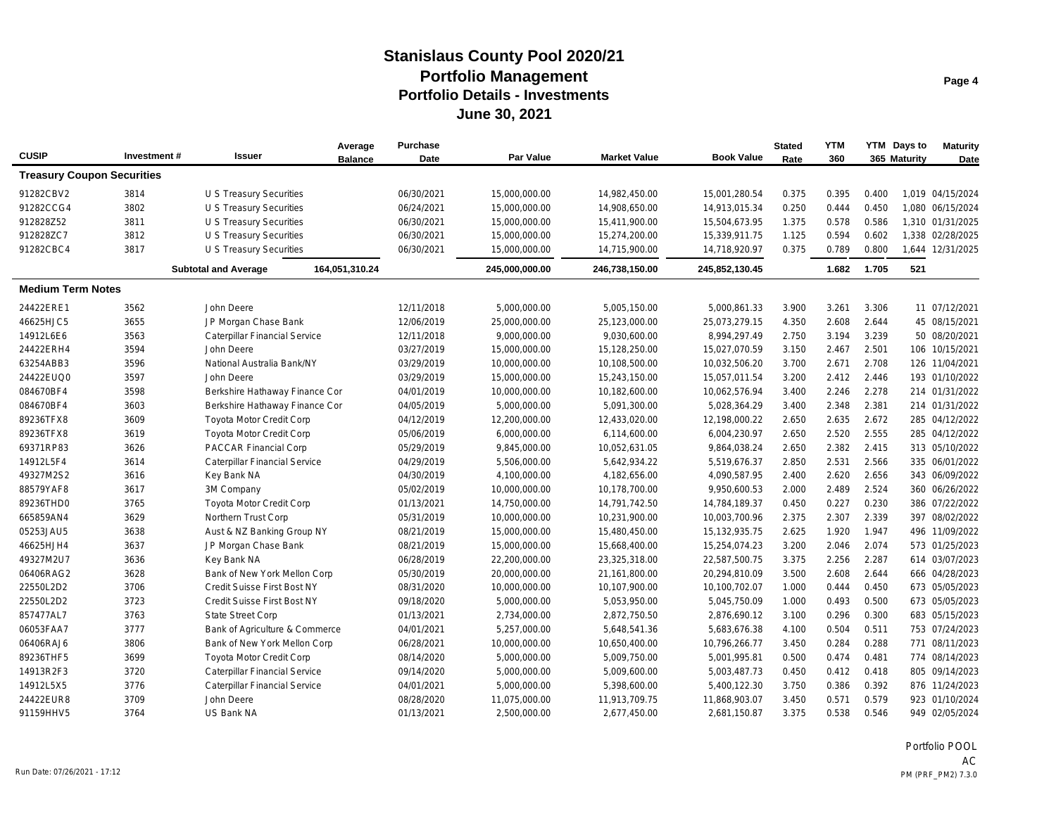# Stanislaus County Pool 2020/21
## Portfolio Management
### Portfolio Details - Investments
### June 30, 2021

| CUSIP | Investment # | Issuer | Average Balance | Purchase Date | Par Value | Market Value | Book Value | Stated Rate | YTM 360 | YTM 365 | Days to Maturity | Maturity Date |
|---|---|---|---|---|---|---|---|---|---|---|---|---|
| **Treasury Coupon Securities** | | | | | | | | | | | | |
| 91282CBV2 | 3814 | U S Treasury Securities | | 06/30/2021 | 15,000,000.00 | 14,982,450.00 | 15,001,280.54 | 0.375 | 0.395 | 0.400 | 1,019 | 04/15/2024 |
| 91282CCG4 | 3802 | U S Treasury Securities | | 06/24/2021 | 15,000,000.00 | 14,908,650.00 | 14,913,015.34 | 0.250 | 0.444 | 0.450 | 1,080 | 06/15/2024 |
| 912828Z52 | 3811 | U S Treasury Securities | | 06/30/2021 | 15,000,000.00 | 15,411,900.00 | 15,504,673.95 | 1.375 | 0.578 | 0.586 | 1,310 | 01/31/2025 |
| 912828ZC7 | 3812 | U S Treasury Securities | | 06/30/2021 | 15,000,000.00 | 15,274,200.00 | 15,339,911.75 | 1.125 | 0.594 | 0.602 | 1,338 | 02/28/2025 |
| 91282CBC4 | 3817 | U S Treasury Securities | | 06/30/2021 | 15,000,000.00 | 14,715,900.00 | 14,718,920.97 | 0.375 | 0.789 | 0.800 | 1,644 | 12/31/2025 |
| | | **Subtotal and Average** | **164,051,310.24** | | **245,000,000.00** | **246,738,150.00** | **245,852,130.45** | | **1.682** | **1.705** | **521** | |
| **Medium Term Notes** | | | | | | | | | | | | |
| 24422ERE1 | 3562 | John Deere | | 12/11/2018 | 5,000,000.00 | 5,005,150.00 | 5,000,861.33 | 3.900 | 3.261 | 3.306 | 11 | 07/12/2021 |
| 46625HJC5 | 3655 | JP Morgan Chase Bank | | 12/06/2019 | 25,000,000.00 | 25,123,000.00 | 25,073,279.15 | 4.350 | 2.608 | 2.644 | 45 | 08/15/2021 |
| 14912L6E6 | 3563 | Caterpillar Financial Service | | 12/11/2018 | 9,000,000.00 | 9,030,600.00 | 8,994,297.49 | 2.750 | 3.194 | 3.239 | 50 | 08/20/2021 |
| 24422ERH4 | 3594 | John Deere | | 03/27/2019 | 15,000,000.00 | 15,128,250.00 | 15,027,070.59 | 3.150 | 2.467 | 2.501 | 106 | 10/15/2021 |
| 63254ABB3 | 3596 | National Australia Bank/NY | | 03/29/2019 | 10,000,000.00 | 10,108,500.00 | 10,032,506.20 | 3.700 | 2.671 | 2.708 | 126 | 11/04/2021 |
| 24422EUQ0 | 3597 | John Deere | | 03/29/2019 | 15,000,000.00 | 15,243,150.00 | 15,057,011.54 | 3.200 | 2.412 | 2.446 | 193 | 01/10/2022 |
| 084670BF4 | 3598 | Berkshire Hathaway Finance Cor | | 04/01/2019 | 10,000,000.00 | 10,182,600.00 | 10,062,576.94 | 3.400 | 2.246 | 2.278 | 214 | 01/31/2022 |
| 084670BF4 | 3603 | Berkshire Hathaway Finance Cor | | 04/05/2019 | 5,000,000.00 | 5,091,300.00 | 5,028,364.29 | 3.400 | 2.348 | 2.381 | 214 | 01/31/2022 |
| 89236TFX8 | 3609 | Toyota Motor Credit Corp | | 04/12/2019 | 12,200,000.00 | 12,433,020.00 | 12,198,000.22 | 2.650 | 2.635 | 2.672 | 285 | 04/12/2022 |
| 89236TFX8 | 3619 | Toyota Motor Credit Corp | | 05/06/2019 | 6,000,000.00 | 6,114,600.00 | 6,004,230.97 | 2.650 | 2.520 | 2.555 | 285 | 04/12/2022 |
| 69371RP83 | 3626 | PACCAR Financial Corp | | 05/29/2019 | 9,845,000.00 | 10,052,631.05 | 9,864,038.24 | 2.650 | 2.382 | 2.415 | 313 | 05/10/2022 |
| 14912L5F4 | 3614 | Caterpillar Financial Service | | 04/29/2019 | 5,506,000.00 | 5,642,934.22 | 5,519,676.37 | 2.850 | 2.531 | 2.566 | 335 | 06/01/2022 |
| 49327M2S2 | 3616 | Key Bank NA | | 04/30/2019 | 4,100,000.00 | 4,182,656.00 | 4,090,587.95 | 2.400 | 2.620 | 2.656 | 343 | 06/09/2022 |
| 88579YAF8 | 3617 | 3M Company | | 05/02/2019 | 10,000,000.00 | 10,178,700.00 | 9,950,600.53 | 2.000 | 2.489 | 2.524 | 360 | 06/26/2022 |
| 89236THD0 | 3765 | Toyota Motor Credit Corp | | 01/13/2021 | 14,750,000.00 | 14,791,742.50 | 14,784,189.37 | 0.450 | 0.227 | 0.230 | 386 | 07/22/2022 |
| 665859AN4 | 3629 | Northern Trust Corp | | 05/31/2019 | 10,000,000.00 | 10,231,900.00 | 10,003,700.96 | 2.375 | 2.307 | 2.339 | 397 | 08/02/2022 |
| 05253JAU5 | 3638 | Aust & NZ Banking Group NY | | 08/21/2019 | 15,000,000.00 | 15,480,450.00 | 15,132,935.75 | 2.625 | 1.920 | 1.947 | 496 | 11/09/2022 |
| 46625HJH4 | 3637 | JP Morgan Chase Bank | | 08/21/2019 | 15,000,000.00 | 15,668,400.00 | 15,254,074.23 | 3.200 | 2.046 | 2.074 | 573 | 01/25/2023 |
| 49327M2U7 | 3636 | Key Bank NA | | 06/28/2019 | 22,200,000.00 | 23,325,318.00 | 22,587,500.75 | 3.375 | 2.256 | 2.287 | 614 | 03/07/2023 |
| 06406RAG2 | 3628 | Bank of New York Mellon Corp | | 05/30/2019 | 20,000,000.00 | 21,161,800.00 | 20,294,810.09 | 3.500 | 2.608 | 2.644 | 666 | 04/28/2023 |
| 22550L2D2 | 3706 | Credit Suisse First Bost NY | | 08/31/2020 | 10,000,000.00 | 10,107,900.00 | 10,100,702.07 | 1.000 | 0.444 | 0.450 | 673 | 05/05/2023 |
| 22550L2D2 | 3723 | Credit Suisse First Bost NY | | 09/18/2020 | 5,000,000.00 | 5,053,950.00 | 5,045,750.09 | 1.000 | 0.493 | 0.500 | 673 | 05/05/2023 |
| 857477AL7 | 3763 | State Street Corp | | 01/13/2021 | 2,734,000.00 | 2,872,750.50 | 2,876,690.12 | 3.100 | 0.296 | 0.300 | 683 | 05/15/2023 |
| 06053FAA7 | 3777 | Bank of Agriculture & Commerce | | 04/01/2021 | 5,257,000.00 | 5,648,541.36 | 5,683,676.38 | 4.100 | 0.504 | 0.511 | 753 | 07/24/2023 |
| 06406RAJ6 | 3806 | Bank of New York Mellon Corp | | 06/28/2021 | 10,000,000.00 | 10,650,400.00 | 10,796,266.77 | 3.450 | 0.284 | 0.288 | 771 | 08/11/2023 |
| 89236THF5 | 3699 | Toyota Motor Credit Corp | | 08/14/2020 | 5,000,000.00 | 5,009,750.00 | 5,001,995.81 | 0.500 | 0.474 | 0.481 | 774 | 08/14/2023 |
| 14913R2F3 | 3720 | Caterpillar Financial Service | | 09/14/2020 | 5,000,000.00 | 5,009,600.00 | 5,003,487.73 | 0.450 | 0.412 | 0.418 | 805 | 09/14/2023 |
| 14912L5X5 | 3776 | Caterpillar Financial Service | | 04/01/2021 | 5,000,000.00 | 5,398,600.00 | 5,400,122.30 | 3.750 | 0.386 | 0.392 | 876 | 11/24/2023 |
| 24422EUR8 | 3709 | John Deere | | 08/28/2020 | 11,075,000.00 | 11,913,709.75 | 11,868,903.07 | 3.450 | 0.571 | 0.579 | 923 | 01/10/2024 |
| 91159HHV5 | 3764 | US Bank NA | | 01/13/2021 | 2,500,000.00 | 2,677,450.00 | 2,681,150.87 | 3.375 | 0.538 | 0.546 | 949 | 02/05/2024 |

Portfolio POOL
AC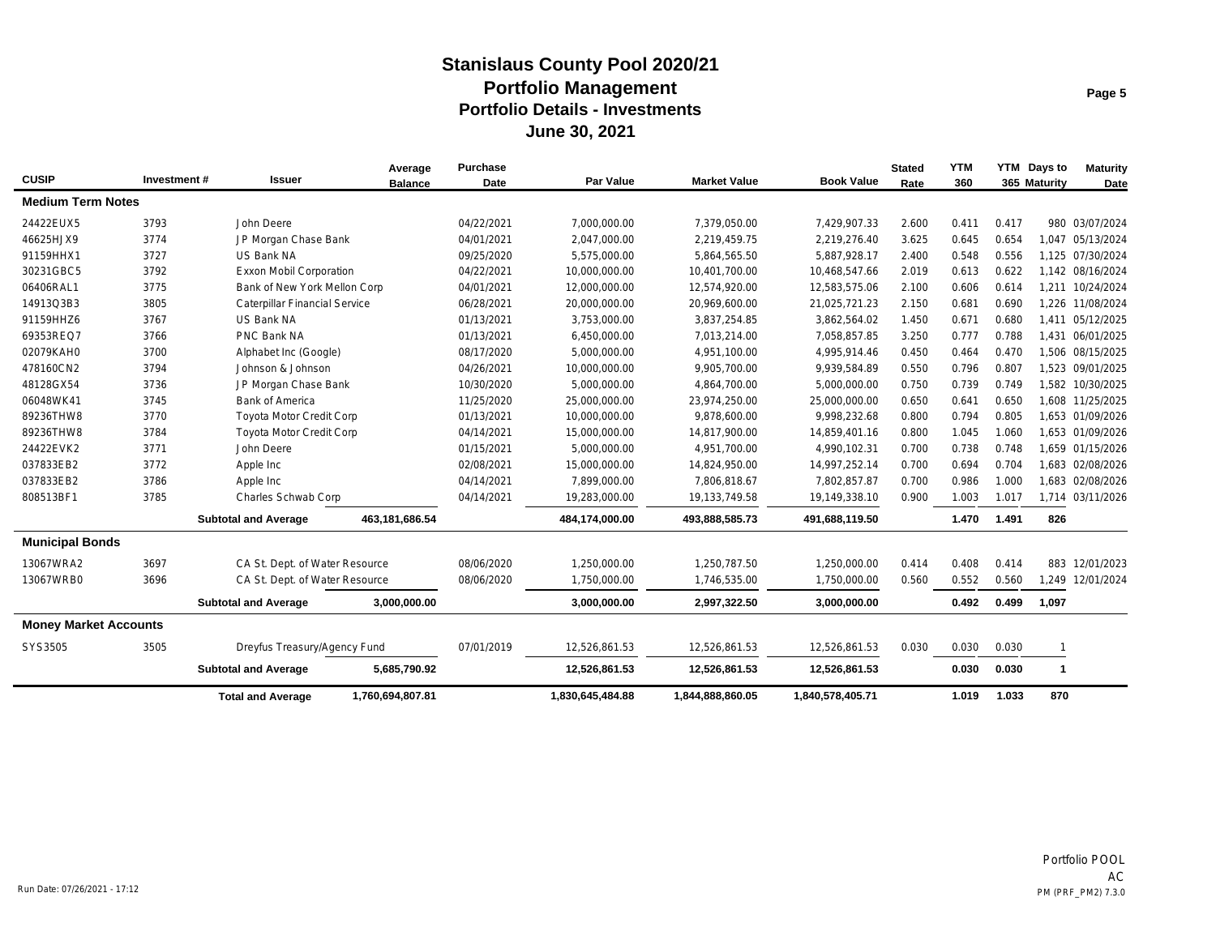# Stanislaus County Pool 2020/21
## Portfolio Management
### Portfolio Details - Investments
### June 30, 2021

| CUSIP | Investment # | Issuer | Average Balance | Purchase Date | Par Value | Market Value | Book Value | Stated Rate | YTM 360 | YTM 365 | Days to Maturity | Maturity Date |
|---|---|---|---|---|---|---|---|---|---|---|---|---|
| **Medium Term Notes** | | | | | | | | | | | | |
| 24422EUX5 | 3793 | John Deere | | 04/22/2021 | 7,000,000.00 | 7,379,050.00 | 7,429,907.33 | 2.600 | 0.411 | 0.417 | 980 | 03/07/2024 |
| 46625HJX9 | 3774 | JP Morgan Chase Bank | | 04/01/2021 | 2,047,000.00 | 2,219,459.75 | 2,219,276.40 | 3.625 | 0.645 | 0.654 | 1,047 | 05/13/2024 |
| 91159HHX1 | 3727 | US Bank NA | | 09/25/2020 | 5,575,000.00 | 5,864,565.50 | 5,887,928.17 | 2.400 | 0.548 | 0.556 | 1,125 | 07/30/2024 |
| 30231GBC5 | 3792 | Exxon Mobil Corporation | | 04/22/2021 | 10,000,000.00 | 10,401,700.00 | 10,468,547.66 | 2.019 | 0.613 | 0.622 | 1,142 | 08/16/2024 |
| 06406RAL1 | 3775 | Bank of New York Mellon Corp | | 04/01/2021 | 12,000,000.00 | 12,574,920.00 | 12,583,575.06 | 2.100 | 0.606 | 0.614 | 1,211 | 10/24/2024 |
| 14913Q3B3 | 3805 | Caterpillar Financial Service | | 06/28/2021 | 20,000,000.00 | 20,969,600.00 | 21,025,721.23 | 2.150 | 0.681 | 0.690 | 1,226 | 11/08/2024 |
| 91159HHZ6 | 3767 | US Bank NA | | 01/13/2021 | 3,753,000.00 | 3,837,254.85 | 3,862,564.02 | 1.450 | 0.671 | 0.680 | 1,411 | 05/12/2025 |
| 69353REQ7 | 3766 | PNC Bank NA | | 01/13/2021 | 6,450,000.00 | 7,013,214.00 | 7,058,857.85 | 3.250 | 0.777 | 0.788 | 1,431 | 06/01/2025 |
| 02079KAH0 | 3700 | Alphabet Inc (Google) | | 08/17/2020 | 5,000,000.00 | 4,951,100.00 | 4,995,914.46 | 0.450 | 0.464 | 0.470 | 1,506 | 08/15/2025 |
| 478160CN2 | 3794 | Johnson & Johnson | | 04/26/2021 | 10,000,000.00 | 9,905,700.00 | 9,939,584.89 | 0.550 | 0.796 | 0.807 | 1,523 | 09/01/2025 |
| 48128GX54 | 3736 | JP Morgan Chase Bank | | 10/30/2020 | 5,000,000.00 | 4,864,700.00 | 5,000,000.00 | 0.750 | 0.739 | 0.749 | 1,582 | 10/30/2025 |
| 06048WK41 | 3745 | Bank of America | | 11/25/2020 | 25,000,000.00 | 23,974,250.00 | 25,000,000.00 | 0.650 | 0.641 | 0.650 | 1,608 | 11/25/2025 |
| 89236THW8 | 3770 | Toyota Motor Credit Corp | | 01/13/2021 | 10,000,000.00 | 9,878,600.00 | 9,998,232.68 | 0.800 | 0.794 | 0.805 | 1,653 | 01/09/2026 |
| 89236THW8 | 3784 | Toyota Motor Credit Corp | | 04/14/2021 | 15,000,000.00 | 14,817,900.00 | 14,859,401.16 | 0.800 | 1.045 | 1.060 | 1,653 | 01/09/2026 |
| 24422EVK2 | 3771 | John Deere | | 01/15/2021 | 5,000,000.00 | 4,951,700.00 | 4,990,102.31 | 0.700 | 0.738 | 0.748 | 1,659 | 01/15/2026 |
| 037833EB2 | 3772 | Apple Inc | | 02/08/2021 | 15,000,000.00 | 14,824,950.00 | 14,997,252.14 | 0.700 | 0.694 | 0.704 | 1,683 | 02/08/2026 |
| 037833EB2 | 3786 | Apple Inc | | 04/14/2021 | 7,899,000.00 | 7,806,818.67 | 7,802,857.87 | 0.700 | 0.986 | 1.000 | 1,683 | 02/08/2026 |
| 808513BF1 | 3785 | Charles Schwab Corp | | 04/14/2021 | 19,283,000.00 | 19,133,749.58 | 19,149,338.10 | 0.900 | 1.003 | 1.017 | 1,714 | 03/11/2026 |
| | | **Subtotal and Average** | **463,181,686.54** | | **484,174,000.00** | **493,888,585.73** | **491,688,119.50** | | **1.470** | **1.491** | **826** | |
| **Municipal Bonds** | | | | | | | | | | | | |
| 13067WRA2 | 3697 | CA St. Dept. of Water Resource | | 08/06/2020 | 1,250,000.00 | 1,250,787.50 | 1,250,000.00 | 0.414 | 0.408 | 0.414 | 883 | 12/01/2023 |
| 13067WRB0 | 3696 | CA St. Dept. of Water Resource | | 08/06/2020 | 1,750,000.00 | 1,746,535.00 | 1,750,000.00 | 0.560 | 0.552 | 0.560 | 1,249 | 12/01/2024 |
| | | **Subtotal and Average** | **3,000,000.00** | | **3,000,000.00** | **2,997,322.50** | **3,000,000.00** | | **0.492** | **0.499** | **1,097** | |
| **Money Market Accounts** | | | | | | | | | | | | |
| SYS3505 | 3505 | Dreyfus Treasury/Agency Fund | | 07/01/2019 | 12,526,861.53 | 12,526,861.53 | 12,526,861.53 | 0.030 | 0.030 | 0.030 | 1 | |
| | | **Subtotal and Average** | **5,685,790.92** | | **12,526,861.53** | **12,526,861.53** | **12,526,861.53** | | **0.030** | **0.030** | **1** | |
| | | **Total and Average** | **1,760,694,807.81** | | **1,830,645,484.88** | **1,844,888,860.05** | **1,840,578,405.71** | | **1.019** | **1.033** | **870** | |

Run Date: 07/26/2021 - 17:12

Portfolio POOL
AC
PM (PRF_PM2) 7.3.0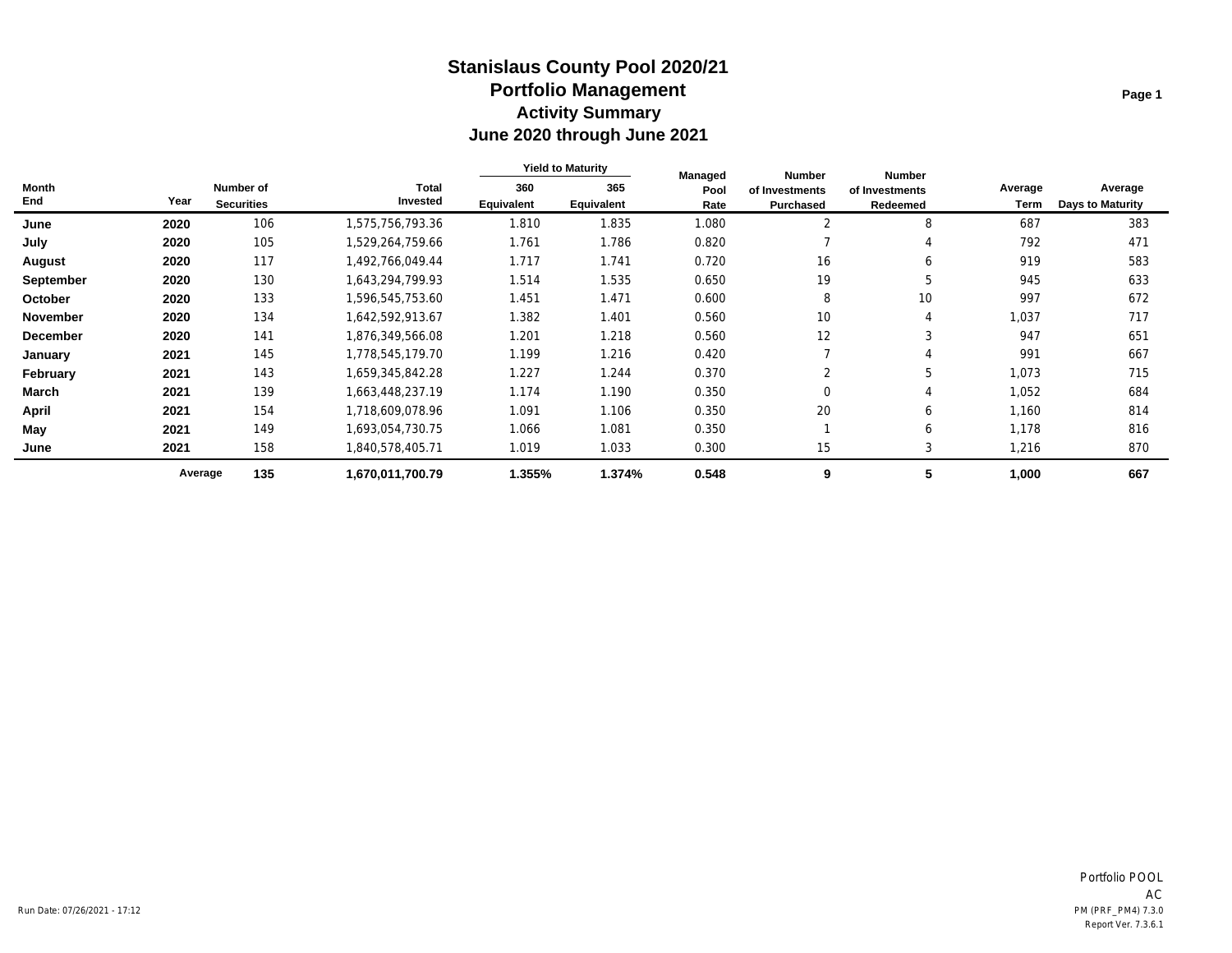# Stanislaus County Pool 2020/21
## Portfolio Management
### Activity Summary
### June 2020 through June 2021

| Month End | Year | Number of Securities | Total Invested | Yield to Maturity 360 Equivalent | Yield to Maturity 365 Equivalent | Managed Pool Rate | Number of Investments Purchased | Number of Investments Redeemed | Average Term | Average Days to Maturity |
|---|---|---|---|---|---|---|---|---|---|---|
| June | 2020 | 106 | 1,575,756,793.36 | 1.810 | 1.835 | 1.080 | 2 | 8 | 687 | 383 |
| July | 2020 | 105 | 1,529,264,759.66 | 1.761 | 1.786 | 0.820 | 7 | 4 | 792 | 471 |
| August | 2020 | 117 | 1,492,766,049.44 | 1.717 | 1.741 | 0.720 | 16 | 6 | 919 | 583 |
| September | 2020 | 130 | 1,643,294,799.93 | 1.514 | 1.535 | 0.650 | 19 | 5 | 945 | 633 |
| October | 2020 | 133 | 1,596,545,753.60 | 1.451 | 1.471 | 0.600 | 8 | 10 | 997 | 672 |
| November | 2020 | 134 | 1,642,592,913.67 | 1.382 | 1.401 | 0.560 | 10 | 4 | 1,037 | 717 |
| December | 2020 | 141 | 1,876,349,566.08 | 1.201 | 1.218 | 0.560 | 12 | 3 | 947 | 651 |
| January | 2021 | 145 | 1,778,545,179.70 | 1.199 | 1.216 | 0.420 | 7 | 4 | 991 | 667 |
| February | 2021 | 143 | 1,659,345,842.28 | 1.227 | 1.244 | 0.370 | 2 | 5 | 1,073 | 715 |
| March | 2021 | 139 | 1,663,448,237.19 | 1.174 | 1.190 | 0.350 | 0 | 4 | 1,052 | 684 |
| April | 2021 | 154 | 1,718,609,078.96 | 1.091 | 1.106 | 0.350 | 20 | 6 | 1,160 | 814 |
| May | 2021 | 149 | 1,693,054,730.75 | 1.066 | 1.081 | 0.350 | 1 | 6 | 1,178 | 816 |
| June | 2021 | 158 | 1,840,578,405.71 | 1.019 | 1.033 | 0.300 | 15 | 3 | 1,216 | 870 |
| | **Average** | **135** | **1,670,011,700.79** | **1.355%** | **1.374%** | **0.548** | **9** | **5** | **1,000** | **667** |

Run Date: 07/26/2021 - 17:12

Portfolio POOL
AC
PM (PRF_PM4) 7.3.0
Report Ver. 7.3.6.1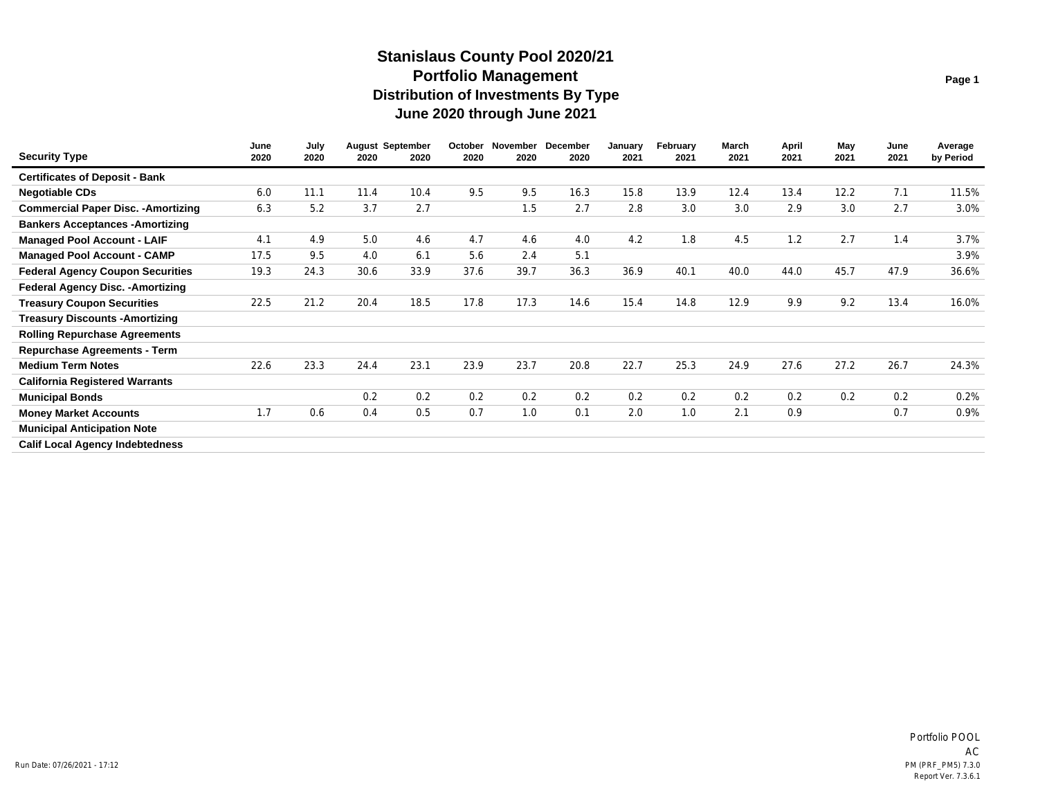# Stanislaus County Pool 2020/21
## Portfolio Management
### Distribution of Investments By Type
### June 2020 through June 2021

| Security Type | June 2020 | July 2020 | August 2020 | September 2020 | October 2020 | November 2020 | December 2020 | January 2021 | February 2021 | March 2021 | April 2021 | May 2021 | June 2021 | Average by Period |
|---|---|---|---|---|---|---|---|---|---|---|---|---|---|---|
| **Certificates of Deposit - Bank** | | | | | | | | | | | | | | |
| **Negotiable CDs** | 6.0 | 11.1 | 11.4 | 10.4 | 9.5 | 9.5 | 16.3 | 15.8 | 13.9 | 12.4 | 13.4 | 12.2 | 7.1 | 11.5% |
| **Commercial Paper Disc. -Amortizing** | 6.3 | 5.2 | 3.7 | 2.7 | | 1.5 | 2.7 | 2.8 | 3.0 | 3.0 | 2.9 | 3.0 | 2.7 | 3.0% |
| **Bankers Acceptances -Amortizing** | | | | | | | | | | | | | | |
| **Managed Pool Account - LAIF** | 4.1 | 4.9 | 5.0 | 4.6 | 4.7 | 4.6 | 4.0 | 4.2 | 1.8 | 4.5 | 1.2 | 2.7 | 1.4 | 3.7% |
| **Managed Pool Account - CAMP** | 17.5 | 9.5 | 4.0 | 6.1 | 5.6 | 2.4 | 5.1 | | | | | | | 3.9% |
| **Federal Agency Coupon Securities** | 19.3 | 24.3 | 30.6 | 33.9 | 37.6 | 39.7 | 36.3 | 36.9 | 40.1 | 40.0 | 44.0 | 45.7 | 47.9 | 36.6% |
| **Federal Agency Disc. -Amortizing** | | | | | | | | | | | | | | |
| **Treasury Coupon Securities** | 22.5 | 21.2 | 20.4 | 18.5 | 17.8 | 17.3 | 14.6 | 15.4 | 14.8 | 12.9 | 9.9 | 9.2 | 13.4 | 16.0% |
| **Treasury Discounts -Amortizing** | | | | | | | | | | | | | | |
| **Rolling Repurchase Agreements** | | | | | | | | | | | | | | |
| **Repurchase Agreements - Term** | | | | | | | | | | | | | | |
| **Medium Term Notes** | 22.6 | 23.3 | 24.4 | 23.1 | 23.9 | 23.7 | 20.8 | 22.7 | 25.3 | 24.9 | 27.6 | 27.2 | 26.7 | 24.3% |
| **California Registered Warrants** | | | | | | | | | | | | | | |
| **Municipal Bonds** | | | 0.2 | 0.2 | 0.2 | 0.2 | 0.2 | 0.2 | 0.2 | 0.2 | 0.2 | 0.2 | 0.2 | 0.2% |
| **Money Market Accounts** | 1.7 | 0.6 | 0.4 | 0.5 | 0.7 | 1.0 | 0.1 | 2.0 | 1.0 | 2.1 | 0.9 | | 0.7 | 0.9% |
| **Municipal Anticipation Note** | | | | | | | | | | | | | | |
| **Calif Local Agency Indebtedness** | | | | | | | | | | | | | | |

Run Date: 07/26/2021 - 17:12

Portfolio POOL
AC
PM (PRF_PM5) 7.3.0
Report Ver. 7.3.6.1